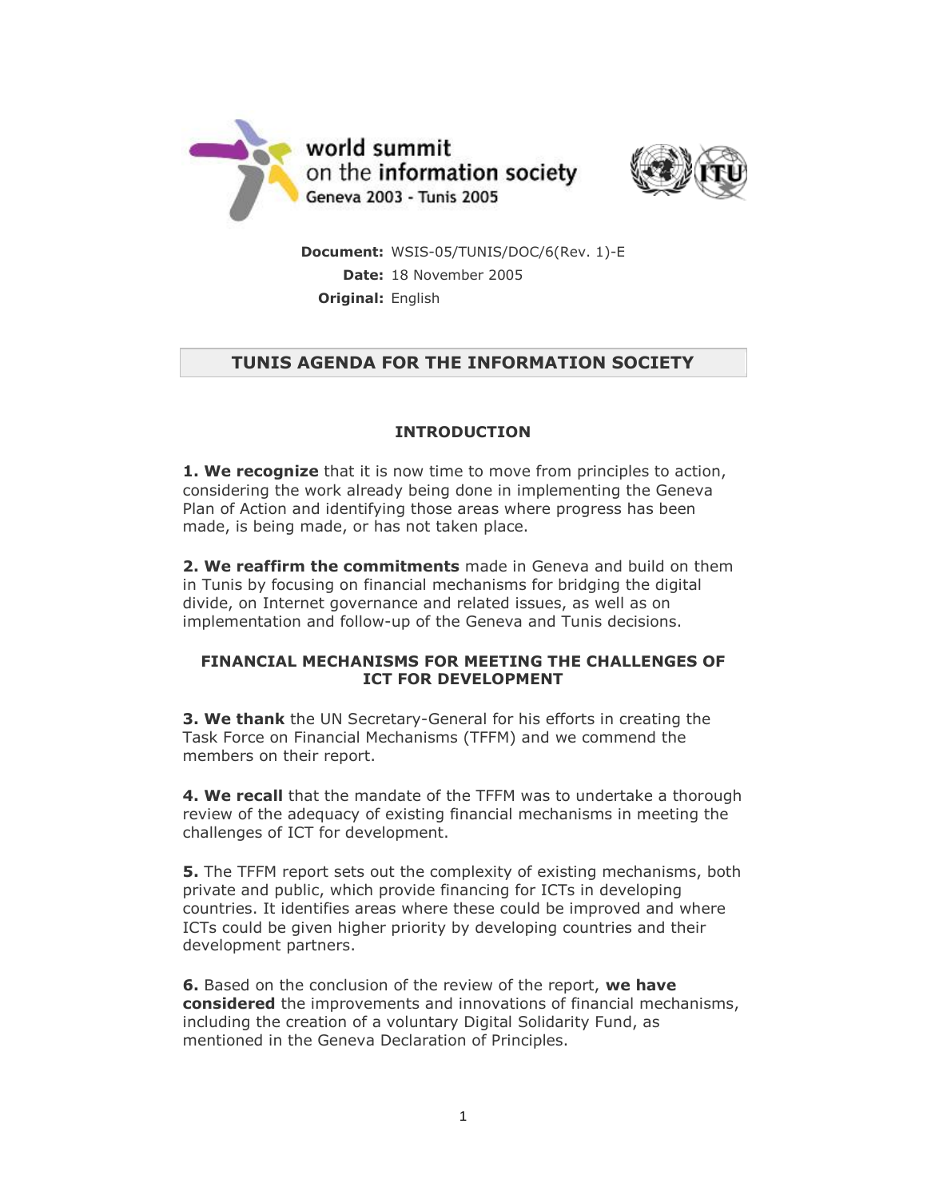world summit
on the information society
Geneva 2003 - Tunis 2005

**Document:** WSIS-05/TUNIS/DOC/6(Rev. 1)-E
**Date:** 18 November 2005
**Original:** English

# TUNIS AGENDA FOR THE INFORMATION SOCIETY

## INTRODUCTION

**1. We recognize** that it is now time to move from principles to action, considering the work already being done in implementing the Geneva Plan of Action and identifying those areas where progress has been made, is being made, or has not taken place.

**2. We reaffirm the commitments** made in Geneva and build on them in Tunis by focusing on financial mechanisms for bridging the digital divide, on Internet governance and related issues, as well as on implementation and follow-up of the Geneva and Tunis decisions.

## FINANCIAL MECHANISMS FOR MEETING THE CHALLENGES OF ICT FOR DEVELOPMENT

**3. We thank** the UN Secretary-General for his efforts in creating the Task Force on Financial Mechanisms (TFFM) and we commend the members on their report.

**4. We recall** that the mandate of the TFFM was to undertake a thorough review of the adequacy of existing financial mechanisms in meeting the challenges of ICT for development.

**5.** The TFFM report sets out the complexity of existing mechanisms, both private and public, which provide financing for ICTs in developing countries. It identifies areas where these could be improved and where ICTs could be given higher priority by developing countries and their development partners.

**6.** Based on the conclusion of the review of the report, **we have considered** the improvements and innovations of financial mechanisms, including the creation of a voluntary Digital Solidarity Fund, as mentioned in the Geneva Declaration of Principles.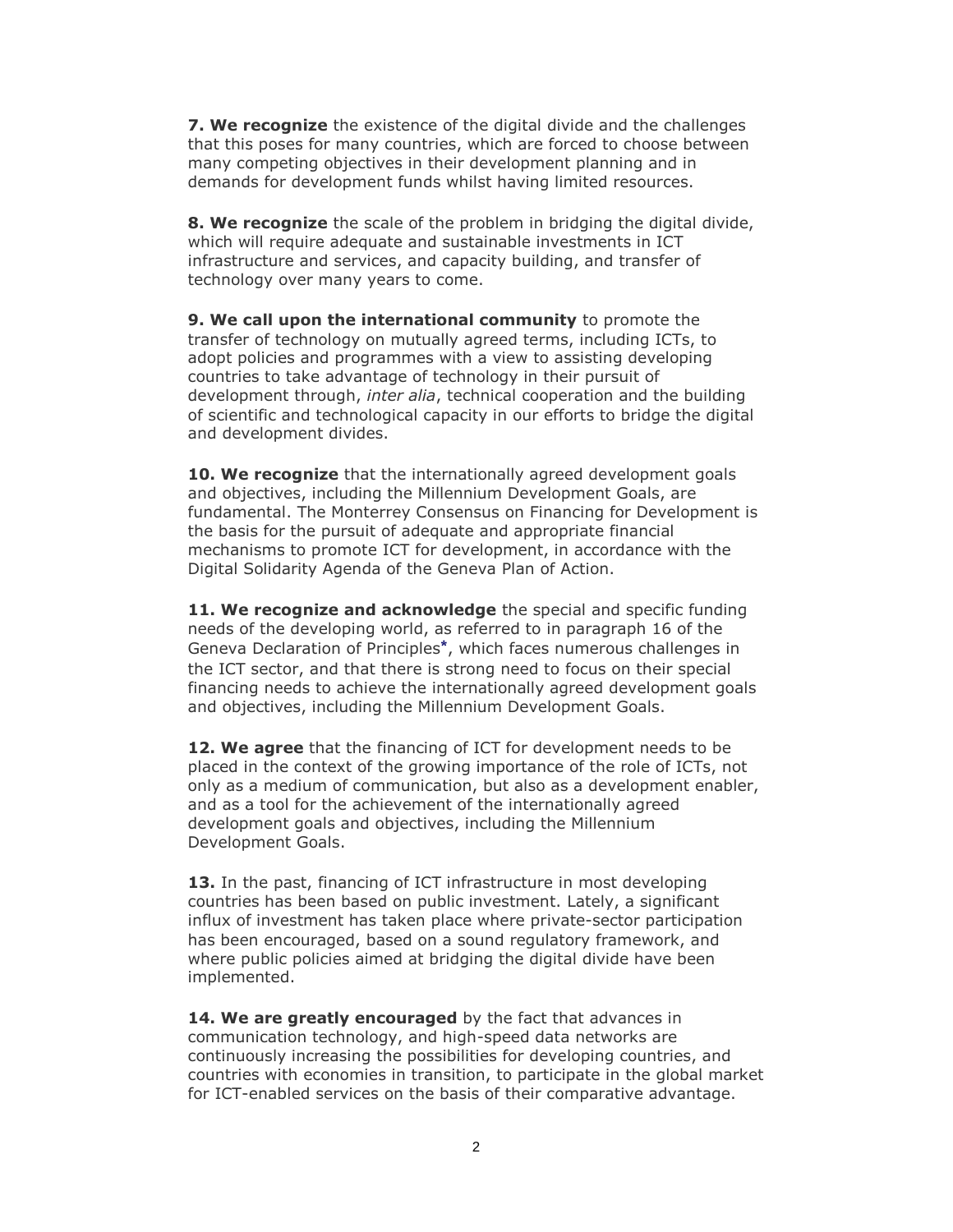**7. We recognize** the existence of the digital divide and the challenges that this poses for many countries, which are forced to choose between many competing objectives in their development planning and in demands for development funds whilst having limited resources.

**8. We recognize** the scale of the problem in bridging the digital divide, which will require adequate and sustainable investments in ICT infrastructure and services, and capacity building, and transfer of technology over many years to come.

**9. We call upon the international community** to promote the transfer of technology on mutually agreed terms, including ICTs, to adopt policies and programmes with a view to assisting developing countries to take advantage of technology in their pursuit of development through, *inter alia*, technical cooperation and the building of scientific and technological capacity in our efforts to bridge the digital and development divides.

**10. We recognize** that the internationally agreed development goals and objectives, including the Millennium Development Goals, are fundamental. The Monterrey Consensus on Financing for Development is the basis for the pursuit of adequate and appropriate financial mechanisms to promote ICT for development, in accordance with the Digital Solidarity Agenda of the Geneva Plan of Action.

**11. We recognize and acknowledge** the special and specific funding needs of the developing world, as referred to in paragraph 16 of the Geneva Declaration of Principles*, which faces numerous challenges in the ICT sector, and that there is strong need to focus on their special financing needs to achieve the internationally agreed development goals and objectives, including the Millennium Development Goals.

**12. We agree** that the financing of ICT for development needs to be placed in the context of the growing importance of the role of ICTs, not only as a medium of communication, but also as a development enabler, and as a tool for the achievement of the internationally agreed development goals and objectives, including the Millennium Development Goals.

**13.** In the past, financing of ICT infrastructure in most developing countries has been based on public investment. Lately, a significant influx of investment has taken place where private-sector participation has been encouraged, based on a sound regulatory framework, and where public policies aimed at bridging the digital divide have been implemented.

**14. We are greatly encouraged** by the fact that advances in communication technology, and high-speed data networks are continuously increasing the possibilities for developing countries, and countries with economies in transition, to participate in the global market for ICT-enabled services on the basis of their comparative advantage.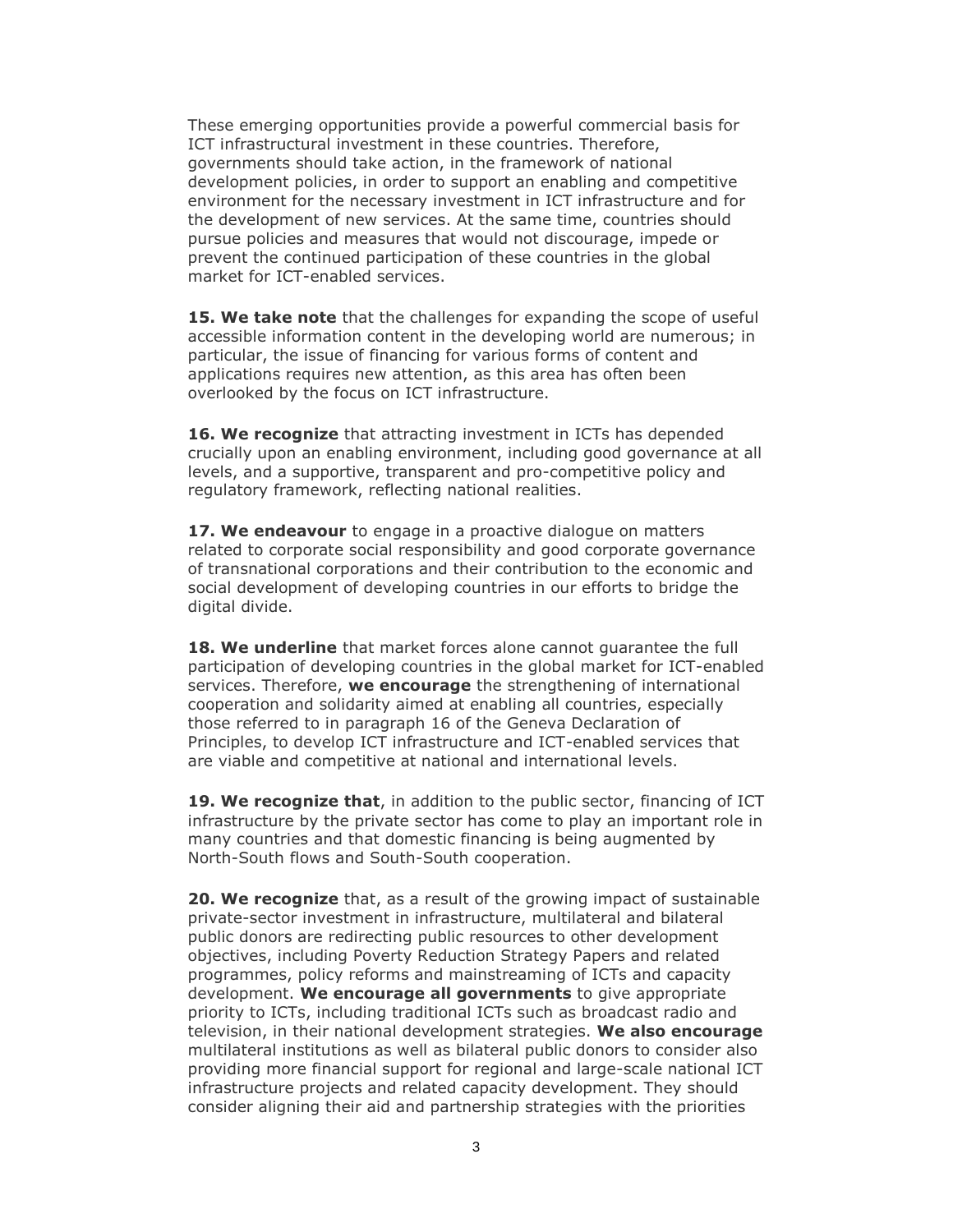These emerging opportunities provide a powerful commercial basis for ICT infrastructural investment in these countries. Therefore, governments should take action, in the framework of national development policies, in order to support an enabling and competitive environment for the necessary investment in ICT infrastructure and for the development of new services. At the same time, countries should pursue policies and measures that would not discourage, impede or prevent the continued participation of these countries in the global market for ICT-enabled services.

**15. We take note** that the challenges for expanding the scope of useful accessible information content in the developing world are numerous; in particular, the issue of financing for various forms of content and applications requires new attention, as this area has often been overlooked by the focus on ICT infrastructure.

**16. We recognize** that attracting investment in ICTs has depended crucially upon an enabling environment, including good governance at all levels, and a supportive, transparent and pro-competitive policy and regulatory framework, reflecting national realities.

**17. We endeavour** to engage in a proactive dialogue on matters related to corporate social responsibility and good corporate governance of transnational corporations and their contribution to the economic and social development of developing countries in our efforts to bridge the digital divide.

**18. We underline** that market forces alone cannot guarantee the full participation of developing countries in the global market for ICT-enabled services. Therefore, **we encourage** the strengthening of international cooperation and solidarity aimed at enabling all countries, especially those referred to in paragraph 16 of the Geneva Declaration of Principles, to develop ICT infrastructure and ICT-enabled services that are viable and competitive at national and international levels.

**19. We recognize that**, in addition to the public sector, financing of ICT infrastructure by the private sector has come to play an important role in many countries and that domestic financing is being augmented by North-South flows and South-South cooperation.

**20. We recognize** that, as a result of the growing impact of sustainable private-sector investment in infrastructure, multilateral and bilateral public donors are redirecting public resources to other development objectives, including Poverty Reduction Strategy Papers and related programmes, policy reforms and mainstreaming of ICTs and capacity development. **We encourage all governments** to give appropriate priority to ICTs, including traditional ICTs such as broadcast radio and television, in their national development strategies. **We also encourage** multilateral institutions as well as bilateral public donors to consider also providing more financial support for regional and large-scale national ICT infrastructure projects and related capacity development. They should consider aligning their aid and partnership strategies with the priorities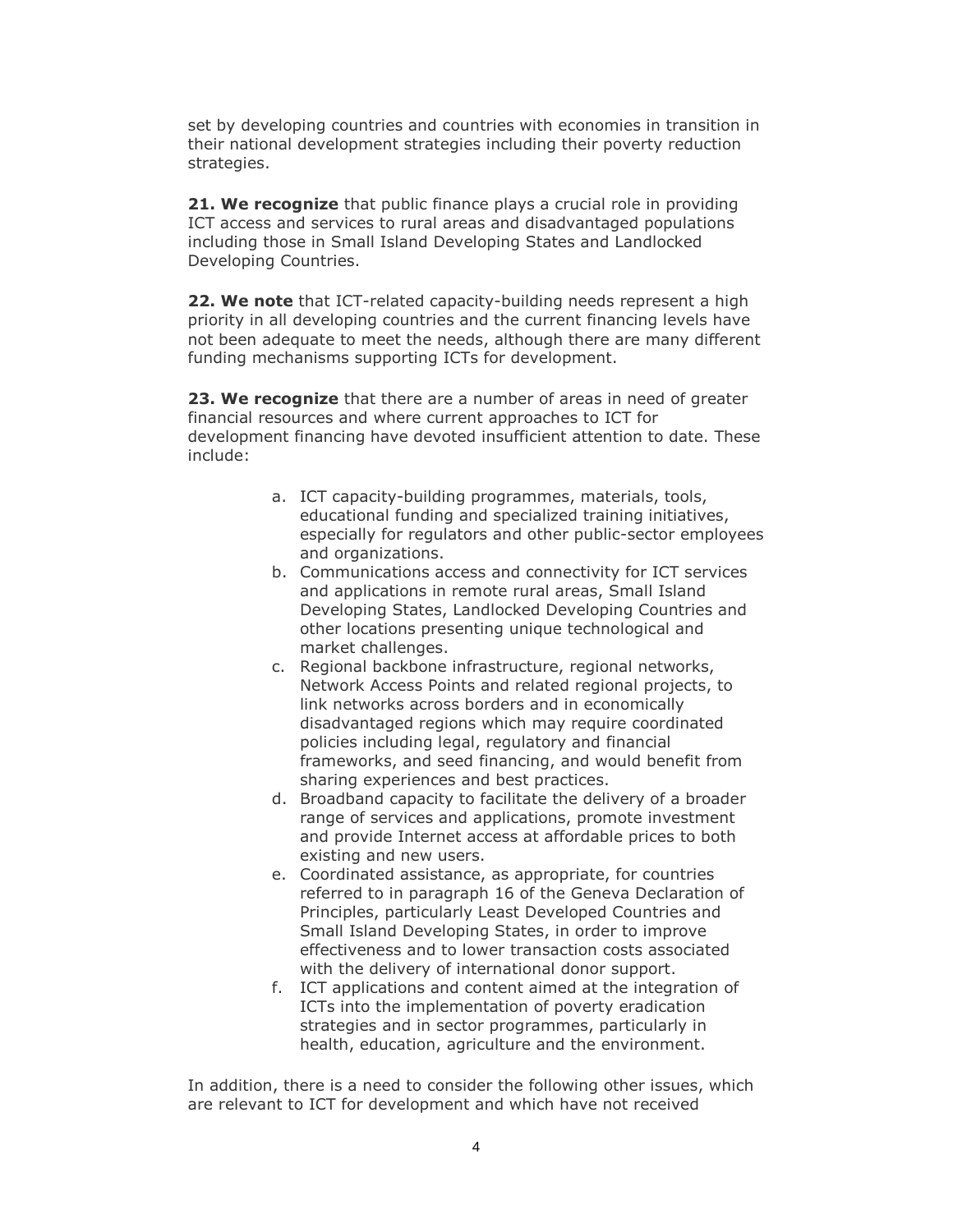set by developing countries and countries with economies in transition in their national development strategies including their poverty reduction strategies.

**21. We recognize** that public finance plays a crucial role in providing ICT access and services to rural areas and disadvantaged populations including those in Small Island Developing States and Landlocked Developing Countries.

**22. We note** that ICT-related capacity-building needs represent a high priority in all developing countries and the current financing levels have not been adequate to meet the needs, although there are many different funding mechanisms supporting ICTs for development.

**23. We recognize** that there are a number of areas in need of greater financial resources and where current approaches to ICT for development financing have devoted insufficient attention to date. These include:

a. ICT capacity-building programmes, materials, tools, educational funding and specialized training initiatives, especially for regulators and other public-sector employees and organizations.
b. Communications access and connectivity for ICT services and applications in remote rural areas, Small Island Developing States, Landlocked Developing Countries and other locations presenting unique technological and market challenges.
c. Regional backbone infrastructure, regional networks, Network Access Points and related regional projects, to link networks across borders and in economically disadvantaged regions which may require coordinated policies including legal, regulatory and financial frameworks, and seed financing, and would benefit from sharing experiences and best practices.
d. Broadband capacity to facilitate the delivery of a broader range of services and applications, promote investment and provide Internet access at affordable prices to both existing and new users.
e. Coordinated assistance, as appropriate, for countries referred to in paragraph 16 of the Geneva Declaration of Principles, particularly Least Developed Countries and Small Island Developing States, in order to improve effectiveness and to lower transaction costs associated with the delivery of international donor support.
f. ICT applications and content aimed at the integration of ICTs into the implementation of poverty eradication strategies and in sector programmes, particularly in health, education, agriculture and the environment.

In addition, there is a need to consider the following other issues, which are relevant to ICT for development and which have not received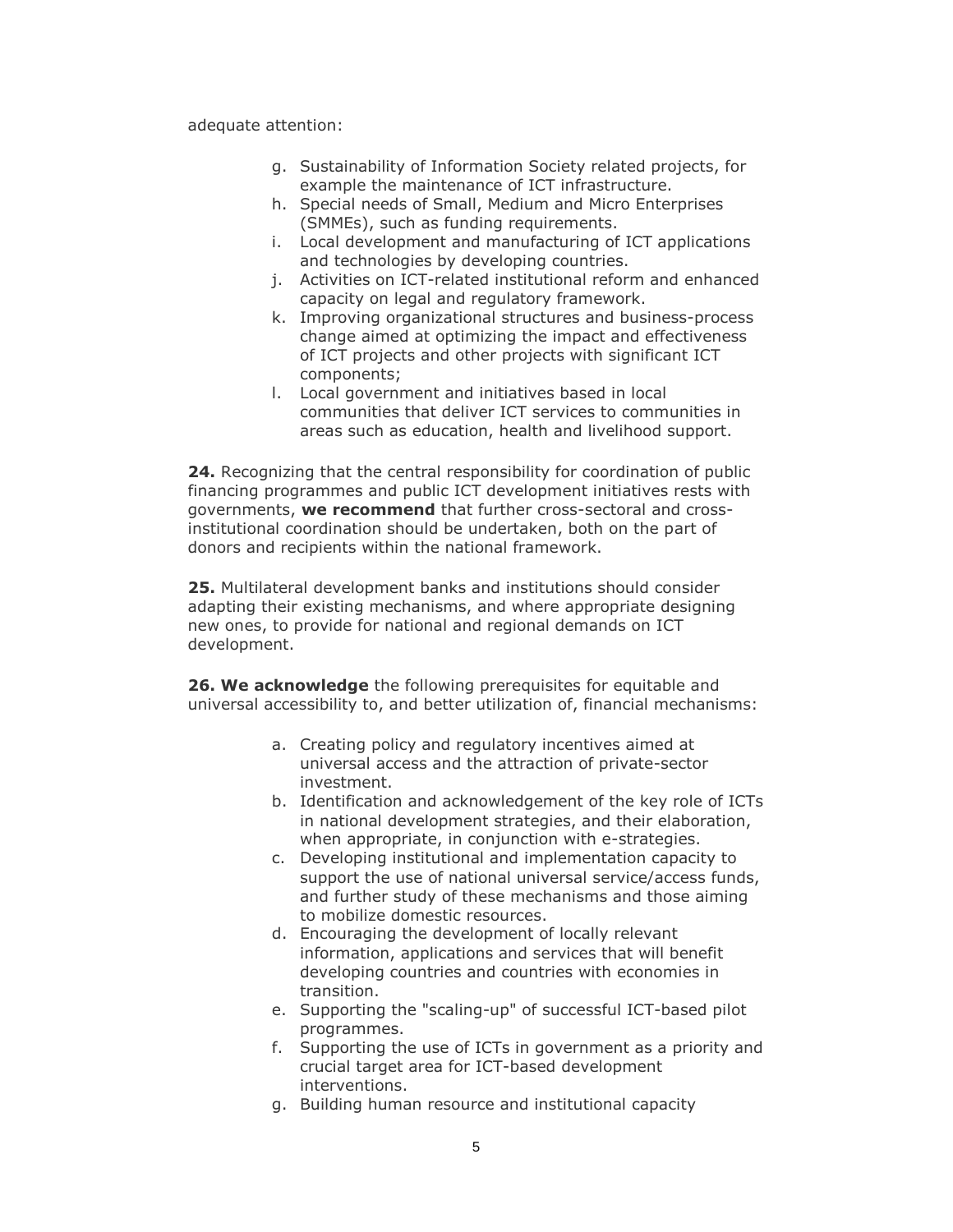adequate attention:

g. Sustainability of Information Society related projects, for example the maintenance of ICT infrastructure.
h. Special needs of Small, Medium and Micro Enterprises (SMMEs), such as funding requirements.
i. Local development and manufacturing of ICT applications and technologies by developing countries.
j. Activities on ICT-related institutional reform and enhanced capacity on legal and regulatory framework.
k. Improving organizational structures and business-process change aimed at optimizing the impact and effectiveness of ICT projects and other projects with significant ICT components;
l. Local government and initiatives based in local communities that deliver ICT services to communities in areas such as education, health and livelihood support.

**24.** Recognizing that the central responsibility for coordination of public financing programmes and public ICT development initiatives rests with governments, **we recommend** that further cross-sectoral and cross-institutional coordination should be undertaken, both on the part of donors and recipients within the national framework.

**25.** Multilateral development banks and institutions should consider adapting their existing mechanisms, and where appropriate designing new ones, to provide for national and regional demands on ICT development.

**26. We acknowledge** the following prerequisites for equitable and universal accessibility to, and better utilization of, financial mechanisms:

a. Creating policy and regulatory incentives aimed at universal access and the attraction of private-sector investment.
b. Identification and acknowledgement of the key role of ICTs in national development strategies, and their elaboration, when appropriate, in conjunction with e-strategies.
c. Developing institutional and implementation capacity to support the use of national universal service/access funds, and further study of these mechanisms and those aiming to mobilize domestic resources.
d. Encouraging the development of locally relevant information, applications and services that will benefit developing countries and countries with economies in transition.
e. Supporting the "scaling-up" of successful ICT-based pilot programmes.
f. Supporting the use of ICTs in government as a priority and crucial target area for ICT-based development interventions.
g. Building human resource and institutional capacity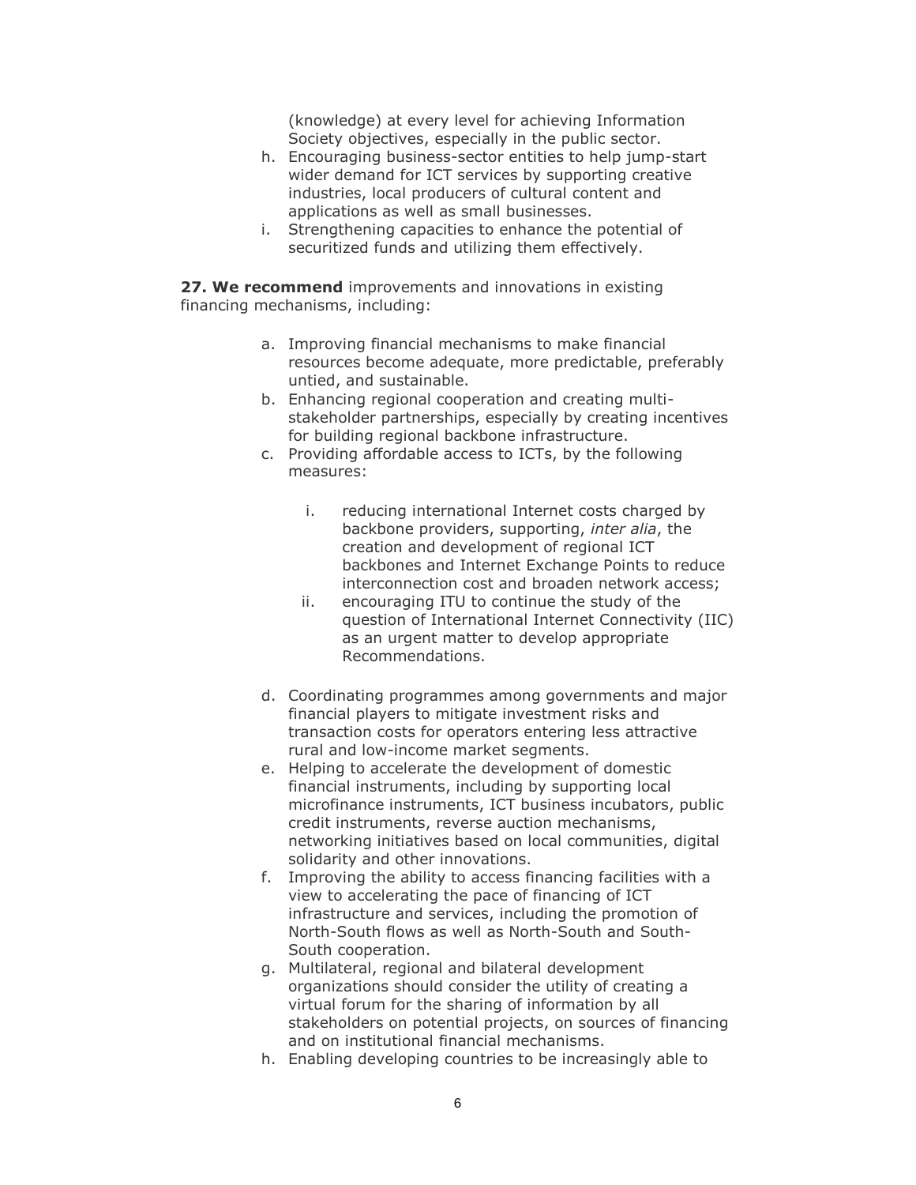(knowledge) at every level for achieving Information Society objectives, especially in the public sector.

h. Encouraging business-sector entities to help jump-start wider demand for ICT services by supporting creative industries, local producers of cultural content and applications as well as small businesses.
i. Strengthening capacities to enhance the potential of securitized funds and utilizing them effectively.

**27. We recommend** improvements and innovations in existing financing mechanisms, including:

a. Improving financial mechanisms to make financial resources become adequate, more predictable, preferably untied, and sustainable.
b. Enhancing regional cooperation and creating multi-stakeholder partnerships, especially by creating incentives for building regional backbone infrastructure.
c. Providing affordable access to ICTs, by the following measures:

    i. reducing international Internet costs charged by backbone providers, supporting, *inter alia*, the creation and development of regional ICT backbones and Internet Exchange Points to reduce interconnection cost and broaden network access;
    ii. encouraging ITU to continue the study of the question of International Internet Connectivity (IIC) as an urgent matter to develop appropriate Recommendations.

d. Coordinating programmes among governments and major financial players to mitigate investment risks and transaction costs for operators entering less attractive rural and low-income market segments.
e. Helping to accelerate the development of domestic financial instruments, including by supporting local microfinance instruments, ICT business incubators, public credit instruments, reverse auction mechanisms, networking initiatives based on local communities, digital solidarity and other innovations.
f. Improving the ability to access financing facilities with a view to accelerating the pace of financing of ICT infrastructure and services, including the promotion of North-South flows as well as North-South and South-South cooperation.
g. Multilateral, regional and bilateral development organizations should consider the utility of creating a virtual forum for the sharing of information by all stakeholders on potential projects, on sources of financing and on institutional financial mechanisms.
h. Enabling developing countries to be increasingly able to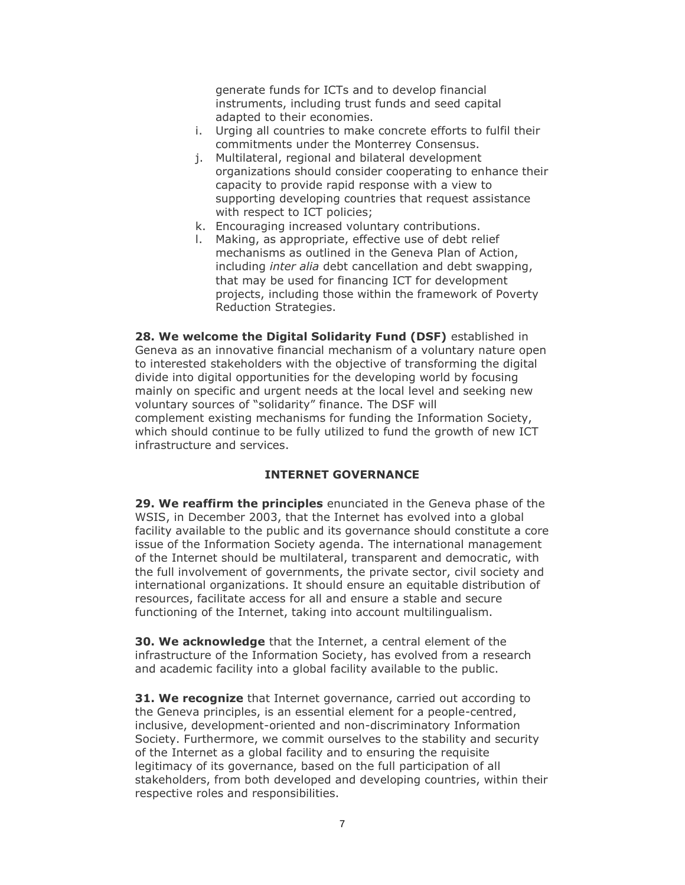generate funds for ICTs and to develop financial instruments, including trust funds and seed capital adapted to their economies.

i. Urging all countries to make concrete efforts to fulfil their commitments under the Monterrey Consensus.
j. Multilateral, regional and bilateral development organizations should consider cooperating to enhance their capacity to provide rapid response with a view to supporting developing countries that request assistance with respect to ICT policies;
k. Encouraging increased voluntary contributions.
l. Making, as appropriate, effective use of debt relief mechanisms as outlined in the Geneva Plan of Action, including *inter alia* debt cancellation and debt swapping, that may be used for financing ICT for development projects, including those within the framework of Poverty Reduction Strategies.

**28. We welcome the Digital Solidarity Fund (DSF)** established in Geneva as an innovative financial mechanism of a voluntary nature open to interested stakeholders with the objective of transforming the digital divide into digital opportunities for the developing world by focusing mainly on specific and urgent needs at the local level and seeking new voluntary sources of "solidarity" finance. The DSF will complement existing mechanisms for funding the Information Society, which should continue to be fully utilized to fund the growth of new ICT infrastructure and services.

## INTERNET GOVERNANCE

**29. We reaffirm the principles** enunciated in the Geneva phase of the WSIS, in December 2003, that the Internet has evolved into a global facility available to the public and its governance should constitute a core issue of the Information Society agenda. The international management of the Internet should be multilateral, transparent and democratic, with the full involvement of governments, the private sector, civil society and international organizations. It should ensure an equitable distribution of resources, facilitate access for all and ensure a stable and secure functioning of the Internet, taking into account multilingualism.

**30. We acknowledge** that the Internet, a central element of the infrastructure of the Information Society, has evolved from a research and academic facility into a global facility available to the public.

**31. We recognize** that Internet governance, carried out according to the Geneva principles, is an essential element for a people-centred, inclusive, development-oriented and non-discriminatory Information Society. Furthermore, we commit ourselves to the stability and security of the Internet as a global facility and to ensuring the requisite legitimacy of its governance, based on the full participation of all stakeholders, from both developed and developing countries, within their respective roles and responsibilities.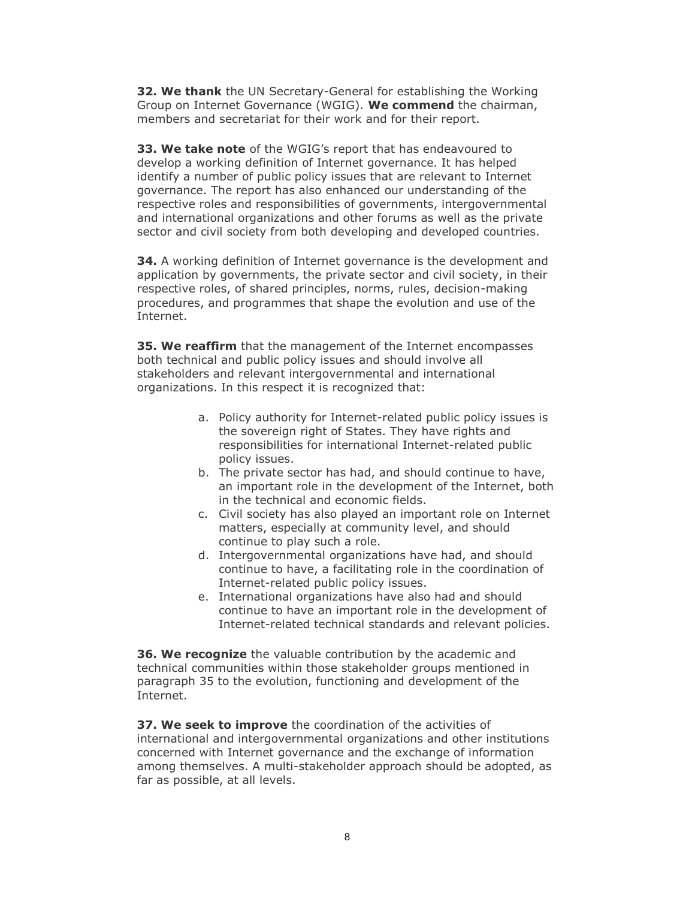**32. We thank** the UN Secretary-General for establishing the Working Group on Internet Governance (WGIG). **We commend** the chairman, members and secretariat for their work and for their report.

**33. We take note** of the WGIG's report that has endeavoured to develop a working definition of Internet governance. It has helped identify a number of public policy issues that are relevant to Internet governance. The report has also enhanced our understanding of the respective roles and responsibilities of governments, intergovernmental and international organizations and other forums as well as the private sector and civil society from both developing and developed countries.

**34.** A working definition of Internet governance is the development and application by governments, the private sector and civil society, in their respective roles, of shared principles, norms, rules, decision-making procedures, and programmes that shape the evolution and use of the Internet.

**35. We reaffirm** that the management of the Internet encompasses both technical and public policy issues and should involve all stakeholders and relevant intergovernmental and international organizations. In this respect it is recognized that:

a. Policy authority for Internet-related public policy issues is the sovereign right of States. They have rights and responsibilities for international Internet-related public policy issues.
b. The private sector has had, and should continue to have, an important role in the development of the Internet, both in the technical and economic fields.
c. Civil society has also played an important role on Internet matters, especially at community level, and should continue to play such a role.
d. Intergovernmental organizations have had, and should continue to have, a facilitating role in the coordination of Internet-related public policy issues.
e. International organizations have also had and should continue to have an important role in the development of Internet-related technical standards and relevant policies.

**36. We recognize** the valuable contribution by the academic and technical communities within those stakeholder groups mentioned in paragraph 35 to the evolution, functioning and development of the Internet.

**37. We seek to improve** the coordination of the activities of international and intergovernmental organizations and other institutions concerned with Internet governance and the exchange of information among themselves. A multi-stakeholder approach should be adopted, as far as possible, at all levels.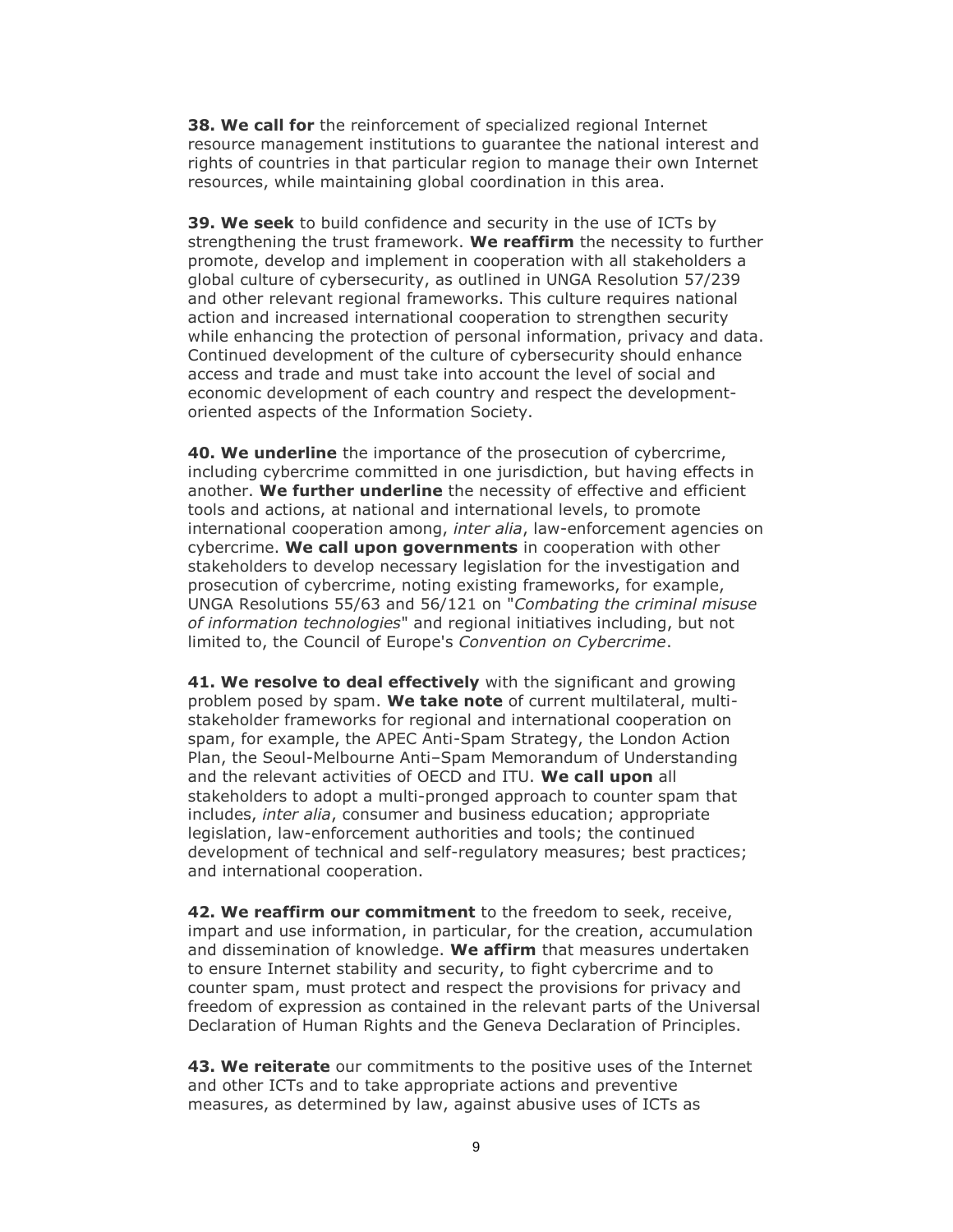**38. We call for** the reinforcement of specialized regional Internet resource management institutions to guarantee the national interest and rights of countries in that particular region to manage their own Internet resources, while maintaining global coordination in this area.

**39. We seek** to build confidence and security in the use of ICTs by strengthening the trust framework. **We reaffirm** the necessity to further promote, develop and implement in cooperation with all stakeholders a global culture of cybersecurity, as outlined in UNGA Resolution 57/239 and other relevant regional frameworks. This culture requires national action and increased international cooperation to strengthen security while enhancing the protection of personal information, privacy and data. Continued development of the culture of cybersecurity should enhance access and trade and must take into account the level of social and economic development of each country and respect the development-oriented aspects of the Information Society.

**40. We underline** the importance of the prosecution of cybercrime, including cybercrime committed in one jurisdiction, but having effects in another. **We further underline** the necessity of effective and efficient tools and actions, at national and international levels, to promote international cooperation among, *inter alia*, law-enforcement agencies on cybercrime. **We call upon governments** in cooperation with other stakeholders to develop necessary legislation for the investigation and prosecution of cybercrime, noting existing frameworks, for example, UNGA Resolutions 55/63 and 56/121 on "*Combating the criminal misuse of information technologies*" and regional initiatives including, but not limited to, the Council of Europe's *Convention on Cybercrime*.

**41. We resolve to deal effectively** with the significant and growing problem posed by spam. **We take note** of current multilateral, multi-stakeholder frameworks for regional and international cooperation on spam, for example, the APEC Anti-Spam Strategy, the London Action Plan, the Seoul-Melbourne Anti–Spam Memorandum of Understanding and the relevant activities of OECD and ITU. **We call upon** all stakeholders to adopt a multi-pronged approach to counter spam that includes, *inter alia*, consumer and business education; appropriate legislation, law-enforcement authorities and tools; the continued development of technical and self-regulatory measures; best practices; and international cooperation.

**42. We reaffirm our commitment** to the freedom to seek, receive, impart and use information, in particular, for the creation, accumulation and dissemination of knowledge. **We affirm** that measures undertaken to ensure Internet stability and security, to fight cybercrime and to counter spam, must protect and respect the provisions for privacy and freedom of expression as contained in the relevant parts of the Universal Declaration of Human Rights and the Geneva Declaration of Principles.

**43. We reiterate** our commitments to the positive uses of the Internet and other ICTs and to take appropriate actions and preventive measures, as determined by law, against abusive uses of ICTs as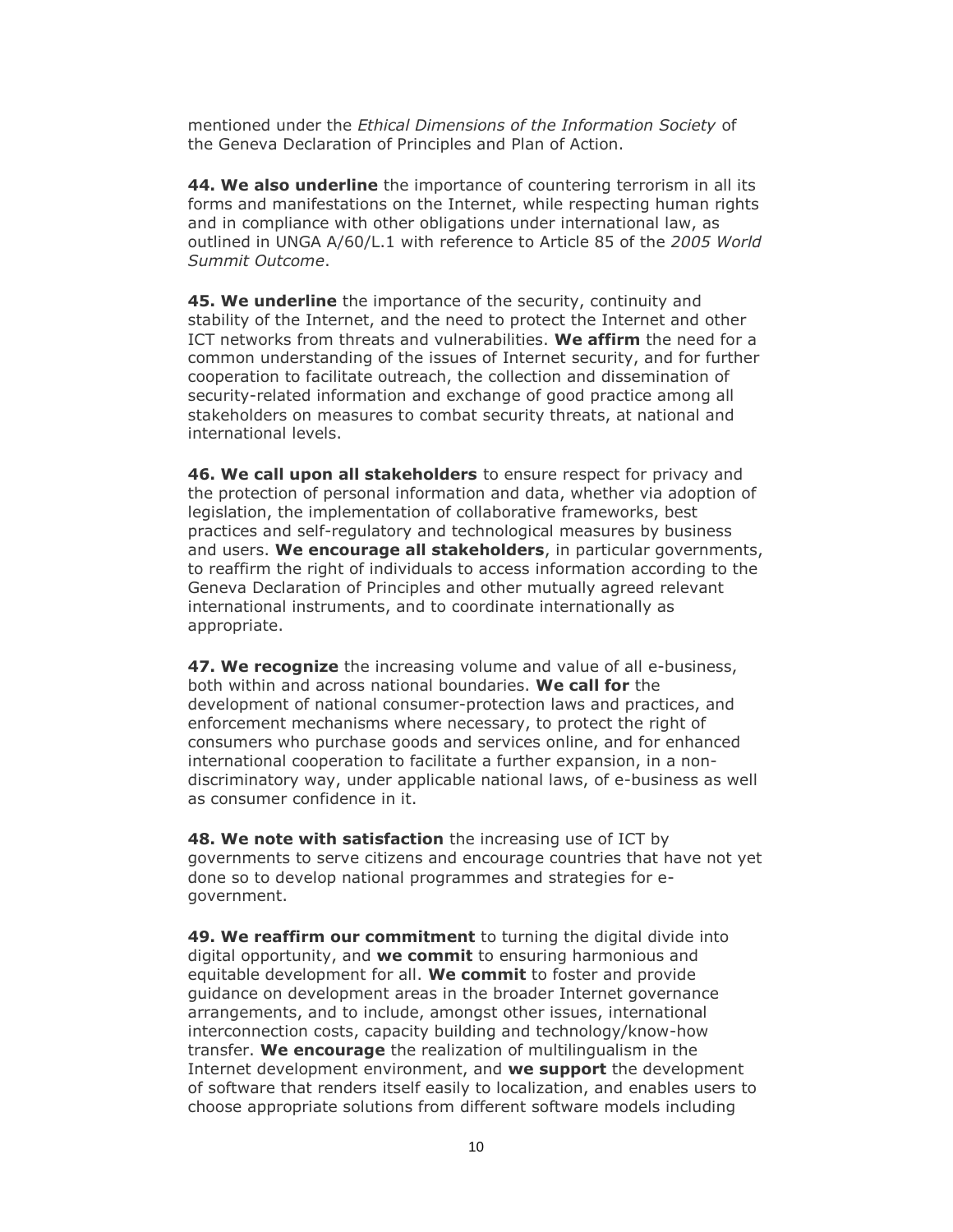mentioned under the *Ethical Dimensions of the Information Society* of the Geneva Declaration of Principles and Plan of Action.

**44. We also underline** the importance of countering terrorism in all its forms and manifestations on the Internet, while respecting human rights and in compliance with other obligations under international law, as outlined in UNGA A/60/L.1 with reference to Article 85 of the *2005 World Summit Outcome*.

**45. We underline** the importance of the security, continuity and stability of the Internet, and the need to protect the Internet and other ICT networks from threats and vulnerabilities. **We affirm** the need for a common understanding of the issues of Internet security, and for further cooperation to facilitate outreach, the collection and dissemination of security-related information and exchange of good practice among all stakeholders on measures to combat security threats, at national and international levels.

**46. We call upon all stakeholders** to ensure respect for privacy and the protection of personal information and data, whether via adoption of legislation, the implementation of collaborative frameworks, best practices and self-regulatory and technological measures by business and users. **We encourage all stakeholders**, in particular governments, to reaffirm the right of individuals to access information according to the Geneva Declaration of Principles and other mutually agreed relevant international instruments, and to coordinate internationally as appropriate.

**47. We recognize** the increasing volume and value of all e-business, both within and across national boundaries. **We call for** the development of national consumer-protection laws and practices, and enforcement mechanisms where necessary, to protect the right of consumers who purchase goods and services online, and for enhanced international cooperation to facilitate a further expansion, in a non-discriminatory way, under applicable national laws, of e-business as well as consumer confidence in it.

**48. We note with satisfaction** the increasing use of ICT by governments to serve citizens and encourage countries that have not yet done so to develop national programmes and strategies for e-government.

**49. We reaffirm our commitment** to turning the digital divide into digital opportunity, and **we commit** to ensuring harmonious and equitable development for all. **We commit** to foster and provide guidance on development areas in the broader Internet governance arrangements, and to include, amongst other issues, international interconnection costs, capacity building and technology/know-how transfer. **We encourage** the realization of multilingualism in the Internet development environment, and **we support** the development of software that renders itself easily to localization, and enables users to choose appropriate solutions from different software models including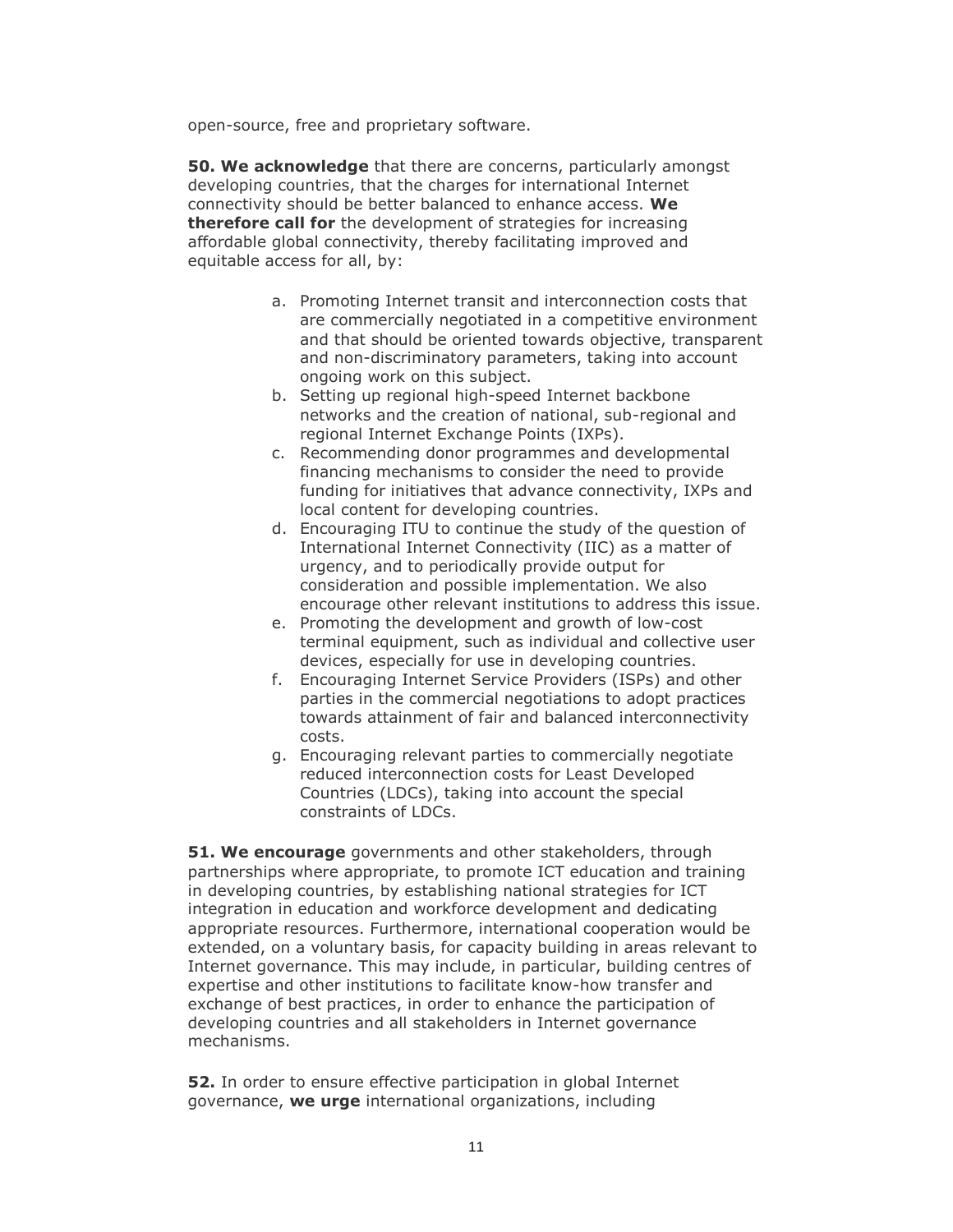open-source, free and proprietary software.

**50. We acknowledge** that there are concerns, particularly amongst developing countries, that the charges for international Internet connectivity should be better balanced to enhance access. **We therefore call for** the development of strategies for increasing affordable global connectivity, thereby facilitating improved and equitable access for all, by:

a. Promoting Internet transit and interconnection costs that are commercially negotiated in a competitive environment and that should be oriented towards objective, transparent and non-discriminatory parameters, taking into account ongoing work on this subject.
b. Setting up regional high-speed Internet backbone networks and the creation of national, sub-regional and regional Internet Exchange Points (IXPs).
c. Recommending donor programmes and developmental financing mechanisms to consider the need to provide funding for initiatives that advance connectivity, IXPs and local content for developing countries.
d. Encouraging ITU to continue the study of the question of International Internet Connectivity (IIC) as a matter of urgency, and to periodically provide output for consideration and possible implementation. We also encourage other relevant institutions to address this issue.
e. Promoting the development and growth of low-cost terminal equipment, such as individual and collective user devices, especially for use in developing countries.
f. Encouraging Internet Service Providers (ISPs) and other parties in the commercial negotiations to adopt practices towards attainment of fair and balanced interconnectivity costs.
g. Encouraging relevant parties to commercially negotiate reduced interconnection costs for Least Developed Countries (LDCs), taking into account the special constraints of LDCs.

**51. We encourage** governments and other stakeholders, through partnerships where appropriate, to promote ICT education and training in developing countries, by establishing national strategies for ICT integration in education and workforce development and dedicating appropriate resources. Furthermore, international cooperation would be extended, on a voluntary basis, for capacity building in areas relevant to Internet governance. This may include, in particular, building centres of expertise and other institutions to facilitate know-how transfer and exchange of best practices, in order to enhance the participation of developing countries and all stakeholders in Internet governance mechanisms.

**52.** In order to ensure effective participation in global Internet governance, **we urge** international organizations, including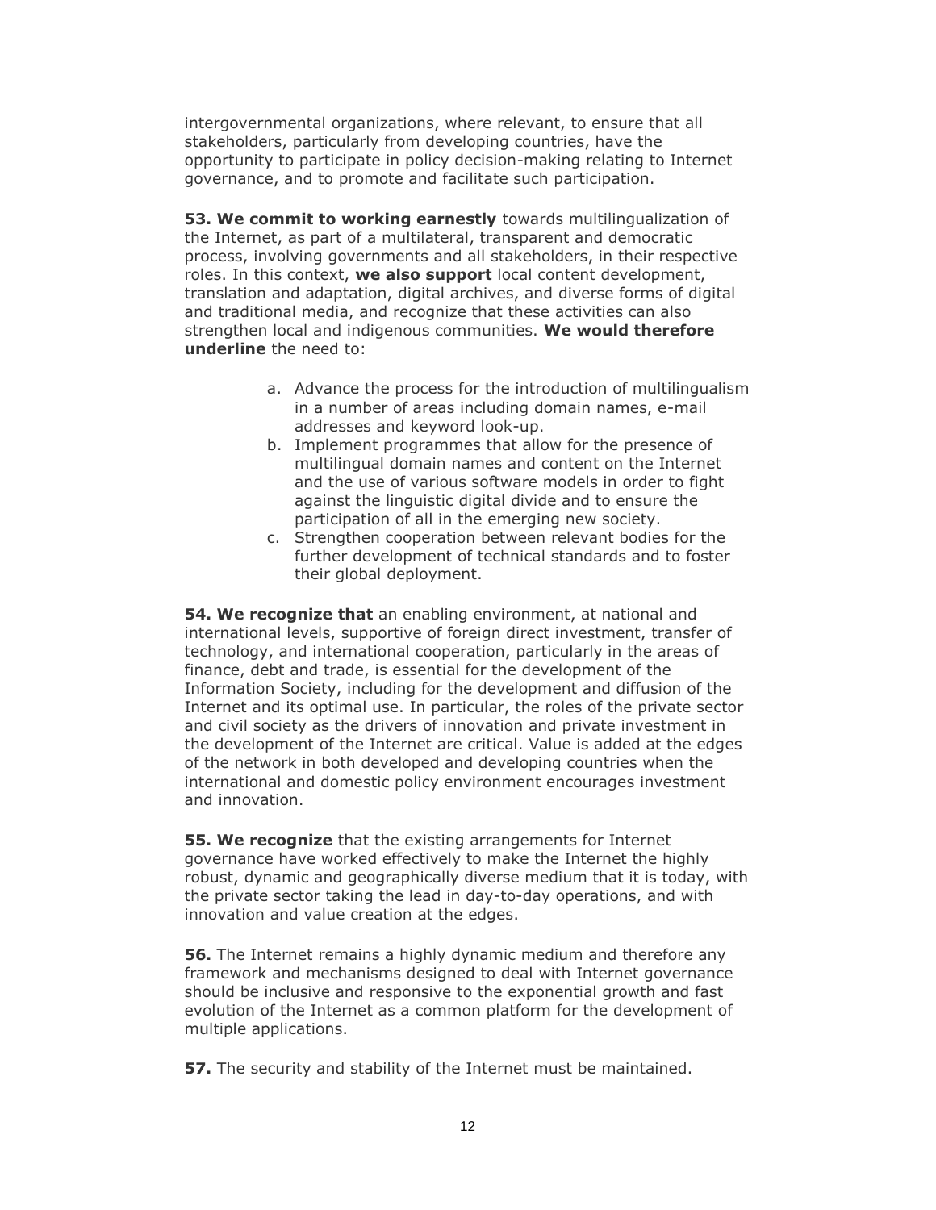intergovernmental organizations, where relevant, to ensure that all stakeholders, particularly from developing countries, have the opportunity to participate in policy decision-making relating to Internet governance, and to promote and facilitate such participation.

**53. We commit to working earnestly** towards multilingualization of the Internet, as part of a multilateral, transparent and democratic process, involving governments and all stakeholders, in their respective roles. In this context, **we also support** local content development, translation and adaptation, digital archives, and diverse forms of digital and traditional media, and recognize that these activities can also strengthen local and indigenous communities. **We would therefore underline** the need to:

a. Advance the process for the introduction of multilingualism in a number of areas including domain names, e-mail addresses and keyword look-up.
b. Implement programmes that allow for the presence of multilingual domain names and content on the Internet and the use of various software models in order to fight against the linguistic digital divide and to ensure the participation of all in the emerging new society.
c. Strengthen cooperation between relevant bodies for the further development of technical standards and to foster their global deployment.

**54. We recognize that** an enabling environment, at national and international levels, supportive of foreign direct investment, transfer of technology, and international cooperation, particularly in the areas of finance, debt and trade, is essential for the development of the Information Society, including for the development and diffusion of the Internet and its optimal use. In particular, the roles of the private sector and civil society as the drivers of innovation and private investment in the development of the Internet are critical. Value is added at the edges of the network in both developed and developing countries when the international and domestic policy environment encourages investment and innovation.

**55. We recognize** that the existing arrangements for Internet governance have worked effectively to make the Internet the highly robust, dynamic and geographically diverse medium that it is today, with the private sector taking the lead in day-to-day operations, and with innovation and value creation at the edges.

**56.** The Internet remains a highly dynamic medium and therefore any framework and mechanisms designed to deal with Internet governance should be inclusive and responsive to the exponential growth and fast evolution of the Internet as a common platform for the development of multiple applications.

**57.** The security and stability of the Internet must be maintained.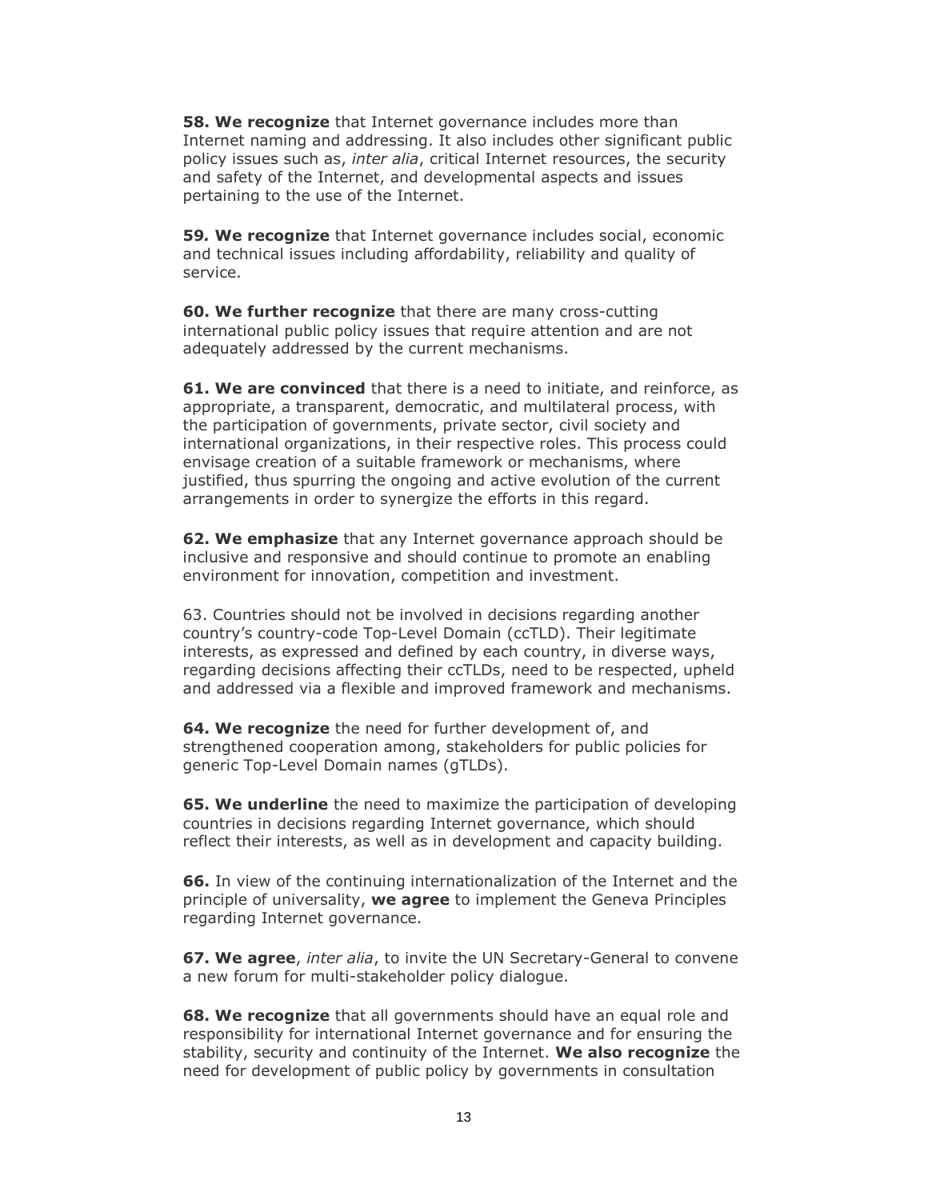**58. We recognize** that Internet governance includes more than Internet naming and addressing. It also includes other significant public policy issues such as, *inter alia*, critical Internet resources, the security and safety of the Internet, and developmental aspects and issues pertaining to the use of the Internet.

**59. We recognize** that Internet governance includes social, economic and technical issues including affordability, reliability and quality of service.

**60. We further recognize** that there are many cross-cutting international public policy issues that require attention and are not adequately addressed by the current mechanisms.

**61. We are convinced** that there is a need to initiate, and reinforce, as appropriate, a transparent, democratic, and multilateral process, with the participation of governments, private sector, civil society and international organizations, in their respective roles. This process could envisage creation of a suitable framework or mechanisms, where justified, thus spurring the ongoing and active evolution of the current arrangements in order to synergize the efforts in this regard.

**62. We emphasize** that any Internet governance approach should be inclusive and responsive and should continue to promote an enabling environment for innovation, competition and investment.

63. Countries should not be involved in decisions regarding another country's country-code Top-Level Domain (ccTLD). Their legitimate interests, as expressed and defined by each country, in diverse ways, regarding decisions affecting their ccTLDs, need to be respected, upheld and addressed via a flexible and improved framework and mechanisms.

**64. We recognize** the need for further development of, and strengthened cooperation among, stakeholders for public policies for generic Top-Level Domain names (gTLDs).

**65. We underline** the need to maximize the participation of developing countries in decisions regarding Internet governance, which should reflect their interests, as well as in development and capacity building.

**66.** In view of the continuing internationalization of the Internet and the principle of universality, **we agree** to implement the Geneva Principles regarding Internet governance.

**67. We agree**, *inter alia*, to invite the UN Secretary-General to convene a new forum for multi-stakeholder policy dialogue.

**68. We recognize** that all governments should have an equal role and responsibility for international Internet governance and for ensuring the stability, security and continuity of the Internet. **We also recognize** the need for development of public policy by governments in consultation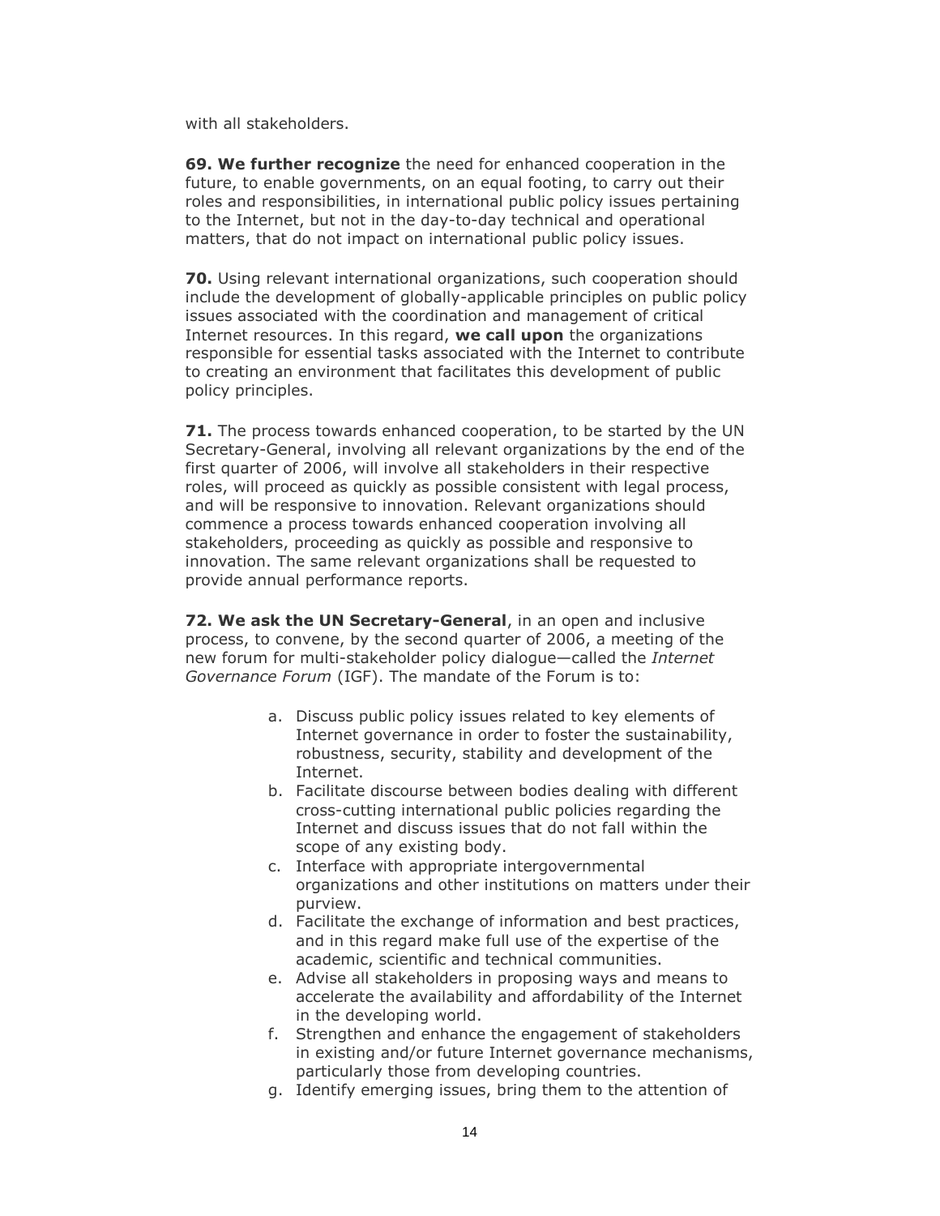with all stakeholders.

**69. We further recognize** the need for enhanced cooperation in the future, to enable governments, on an equal footing, to carry out their roles and responsibilities, in international public policy issues pertaining to the Internet, but not in the day-to-day technical and operational matters, that do not impact on international public policy issues.

**70.** Using relevant international organizations, such cooperation should include the development of globally-applicable principles on public policy issues associated with the coordination and management of critical Internet resources. In this regard, **we call upon** the organizations responsible for essential tasks associated with the Internet to contribute to creating an environment that facilitates this development of public policy principles.

**71.** The process towards enhanced cooperation, to be started by the UN Secretary-General, involving all relevant organizations by the end of the first quarter of 2006, will involve all stakeholders in their respective roles, will proceed as quickly as possible consistent with legal process, and will be responsive to innovation. Relevant organizations should commence a process towards enhanced cooperation involving all stakeholders, proceeding as quickly as possible and responsive to innovation. The same relevant organizations shall be requested to provide annual performance reports.

**72. We ask the UN Secretary-General**, in an open and inclusive process, to convene, by the second quarter of 2006, a meeting of the new forum for multi-stakeholder policy dialogue—called the *Internet Governance Forum* (IGF). The mandate of the Forum is to:

a. Discuss public policy issues related to key elements of Internet governance in order to foster the sustainability, robustness, security, stability and development of the Internet.
b. Facilitate discourse between bodies dealing with different cross-cutting international public policies regarding the Internet and discuss issues that do not fall within the scope of any existing body.
c. Interface with appropriate intergovernmental organizations and other institutions on matters under their purview.
d. Facilitate the exchange of information and best practices, and in this regard make full use of the expertise of the academic, scientific and technical communities.
e. Advise all stakeholders in proposing ways and means to accelerate the availability and affordability of the Internet in the developing world.
f. Strengthen and enhance the engagement of stakeholders in existing and/or future Internet governance mechanisms, particularly those from developing countries.
g. Identify emerging issues, bring them to the attention of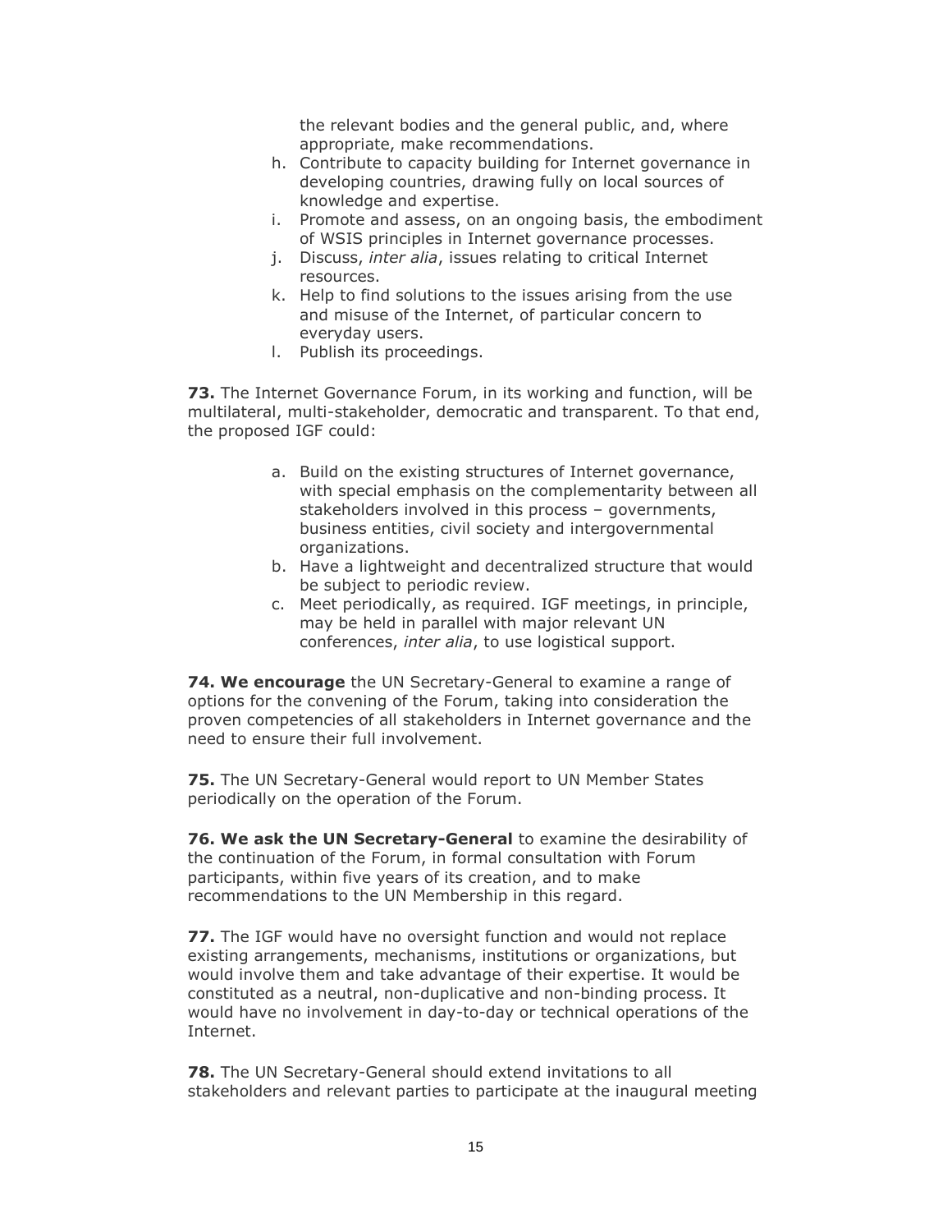the relevant bodies and the general public, and, where appropriate, make recommendations.

h. Contribute to capacity building for Internet governance in developing countries, drawing fully on local sources of knowledge and expertise.
i. Promote and assess, on an ongoing basis, the embodiment of WSIS principles in Internet governance processes.
j. Discuss, *inter alia*, issues relating to critical Internet resources.
k. Help to find solutions to the issues arising from the use and misuse of the Internet, of particular concern to everyday users.
l. Publish its proceedings.

**73.** The Internet Governance Forum, in its working and function, will be multilateral, multi-stakeholder, democratic and transparent. To that end, the proposed IGF could:

a. Build on the existing structures of Internet governance, with special emphasis on the complementarity between all stakeholders involved in this process – governments, business entities, civil society and intergovernmental organizations.
b. Have a lightweight and decentralized structure that would be subject to periodic review.
c. Meet periodically, as required. IGF meetings, in principle, may be held in parallel with major relevant UN conferences, *inter alia*, to use logistical support.

**74. We encourage** the UN Secretary-General to examine a range of options for the convening of the Forum, taking into consideration the proven competencies of all stakeholders in Internet governance and the need to ensure their full involvement.

**75.** The UN Secretary-General would report to UN Member States periodically on the operation of the Forum.

**76. We ask the UN Secretary-General** to examine the desirability of the continuation of the Forum, in formal consultation with Forum participants, within five years of its creation, and to make recommendations to the UN Membership in this regard.

**77.** The IGF would have no oversight function and would not replace existing arrangements, mechanisms, institutions or organizations, but would involve them and take advantage of their expertise. It would be constituted as a neutral, non-duplicative and non-binding process. It would have no involvement in day-to-day or technical operations of the Internet.

**78.** The UN Secretary-General should extend invitations to all stakeholders and relevant parties to participate at the inaugural meeting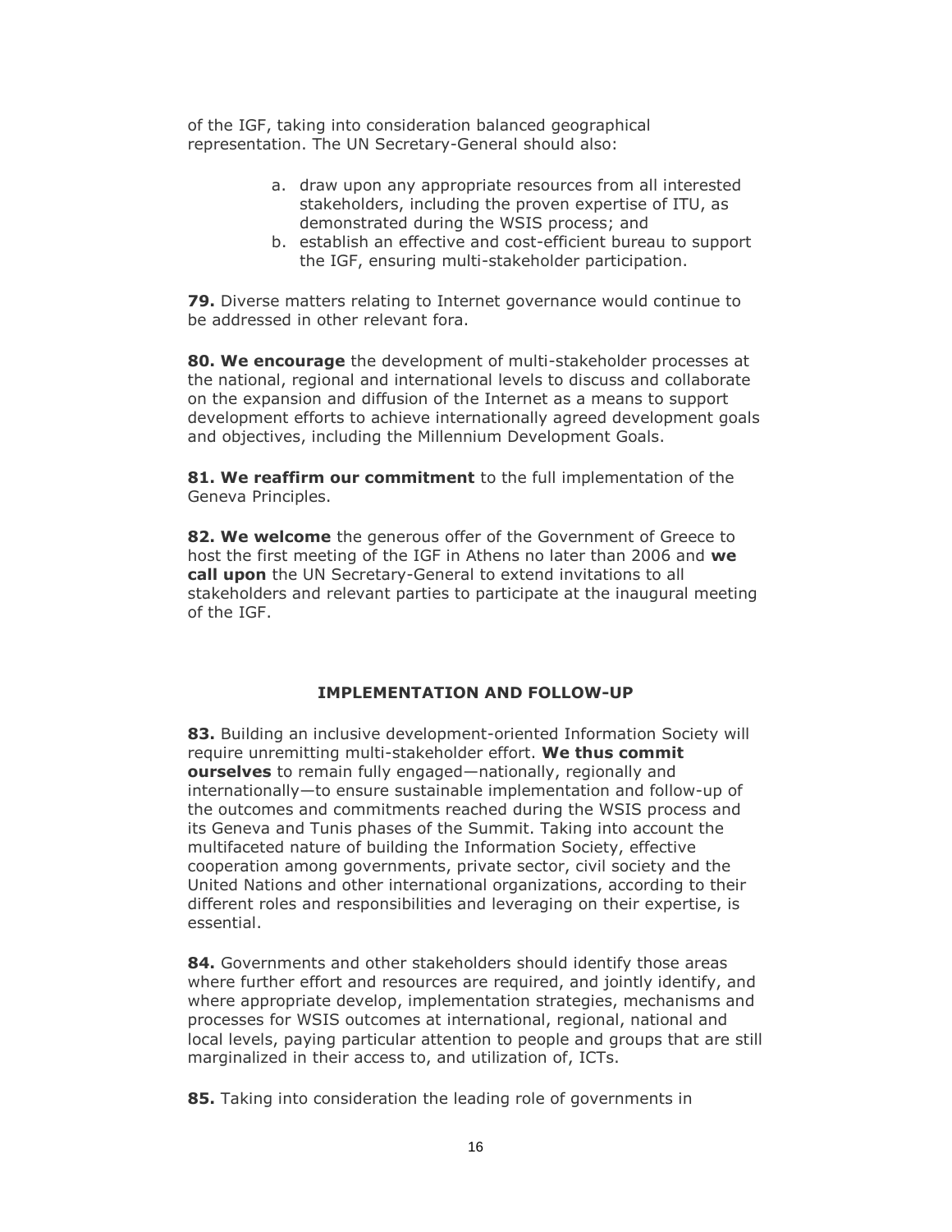of the IGF, taking into consideration balanced geographical representation. The UN Secretary-General should also:

a. draw upon any appropriate resources from all interested stakeholders, including the proven expertise of ITU, as demonstrated during the WSIS process; and
b. establish an effective and cost-efficient bureau to support the IGF, ensuring multi-stakeholder participation.

**79.** Diverse matters relating to Internet governance would continue to be addressed in other relevant fora.

**80. We encourage** the development of multi-stakeholder processes at the national, regional and international levels to discuss and collaborate on the expansion and diffusion of the Internet as a means to support development efforts to achieve internationally agreed development goals and objectives, including the Millennium Development Goals.

**81. We reaffirm our commitment** to the full implementation of the Geneva Principles.

**82. We welcome** the generous offer of the Government of Greece to host the first meeting of the IGF in Athens no later than 2006 and **we call upon** the UN Secretary-General to extend invitations to all stakeholders and relevant parties to participate at the inaugural meeting of the IGF.

## IMPLEMENTATION AND FOLLOW-UP

**83.** Building an inclusive development-oriented Information Society will require unremitting multi-stakeholder effort. **We thus commit ourselves** to remain fully engaged—nationally, regionally and internationally—to ensure sustainable implementation and follow-up of the outcomes and commitments reached during the WSIS process and its Geneva and Tunis phases of the Summit. Taking into account the multifaceted nature of building the Information Society, effective cooperation among governments, private sector, civil society and the United Nations and other international organizations, according to their different roles and responsibilities and leveraging on their expertise, is essential.

**84.** Governments and other stakeholders should identify those areas where further effort and resources are required, and jointly identify, and where appropriate develop, implementation strategies, mechanisms and processes for WSIS outcomes at international, regional, national and local levels, paying particular attention to people and groups that are still marginalized in their access to, and utilization of, ICTs.

**85.** Taking into consideration the leading role of governments in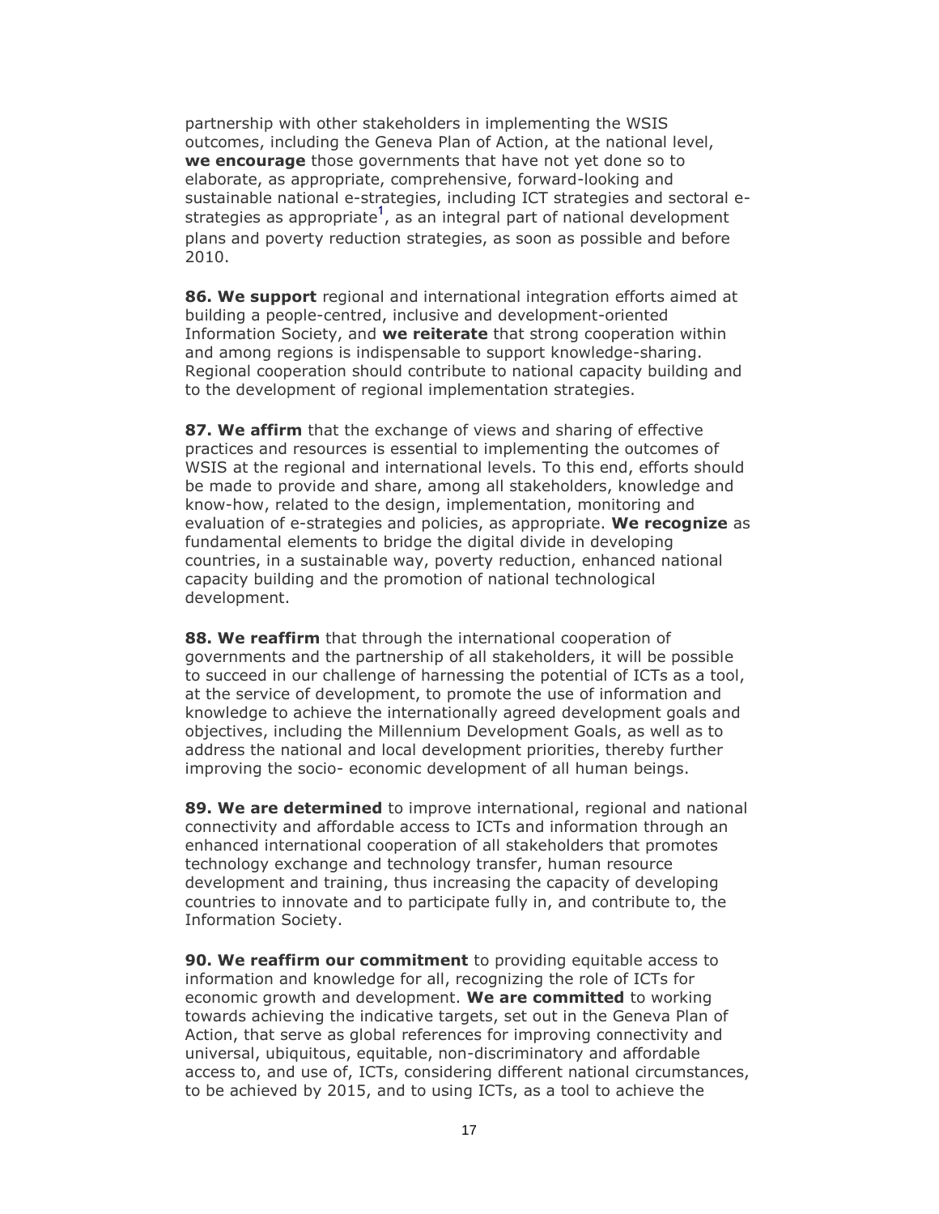partnership with other stakeholders in implementing the WSIS outcomes, including the Geneva Plan of Action, at the national level, **we encourage** those governments that have not yet done so to elaborate, as appropriate, comprehensive, forward-looking and sustainable national e-strategies, including ICT strategies and sectoral e-strategies as appropriate[1], as an integral part of national development plans and poverty reduction strategies, as soon as possible and before 2010.

**86. We support** regional and international integration efforts aimed at building a people-centred, inclusive and development-oriented Information Society, and **we reiterate** that strong cooperation within and among regions is indispensable to support knowledge-sharing. Regional cooperation should contribute to national capacity building and to the development of regional implementation strategies.

**87. We affirm** that the exchange of views and sharing of effective practices and resources is essential to implementing the outcomes of WSIS at the regional and international levels. To this end, efforts should be made to provide and share, among all stakeholders, knowledge and know-how, related to the design, implementation, monitoring and evaluation of e-strategies and policies, as appropriate. **We recognize** as fundamental elements to bridge the digital divide in developing countries, in a sustainable way, poverty reduction, enhanced national capacity building and the promotion of national technological development.

**88. We reaffirm** that through the international cooperation of governments and the partnership of all stakeholders, it will be possible to succeed in our challenge of harnessing the potential of ICTs as a tool, at the service of development, to promote the use of information and knowledge to achieve the internationally agreed development goals and objectives, including the Millennium Development Goals, as well as to address the national and local development priorities, thereby further improving the socio- economic development of all human beings.

**89. We are determined** to improve international, regional and national connectivity and affordable access to ICTs and information through an enhanced international cooperation of all stakeholders that promotes technology exchange and technology transfer, human resource development and training, thus increasing the capacity of developing countries to innovate and to participate fully in, and contribute to, the Information Society.

**90. We reaffirm our commitment** to providing equitable access to information and knowledge for all, recognizing the role of ICTs for economic growth and development. **We are committed** to working towards achieving the indicative targets, set out in the Geneva Plan of Action, that serve as global references for improving connectivity and universal, ubiquitous, equitable, non-discriminatory and affordable access to, and use of, ICTs, considering different national circumstances, to be achieved by 2015, and to using ICTs, as a tool to achieve the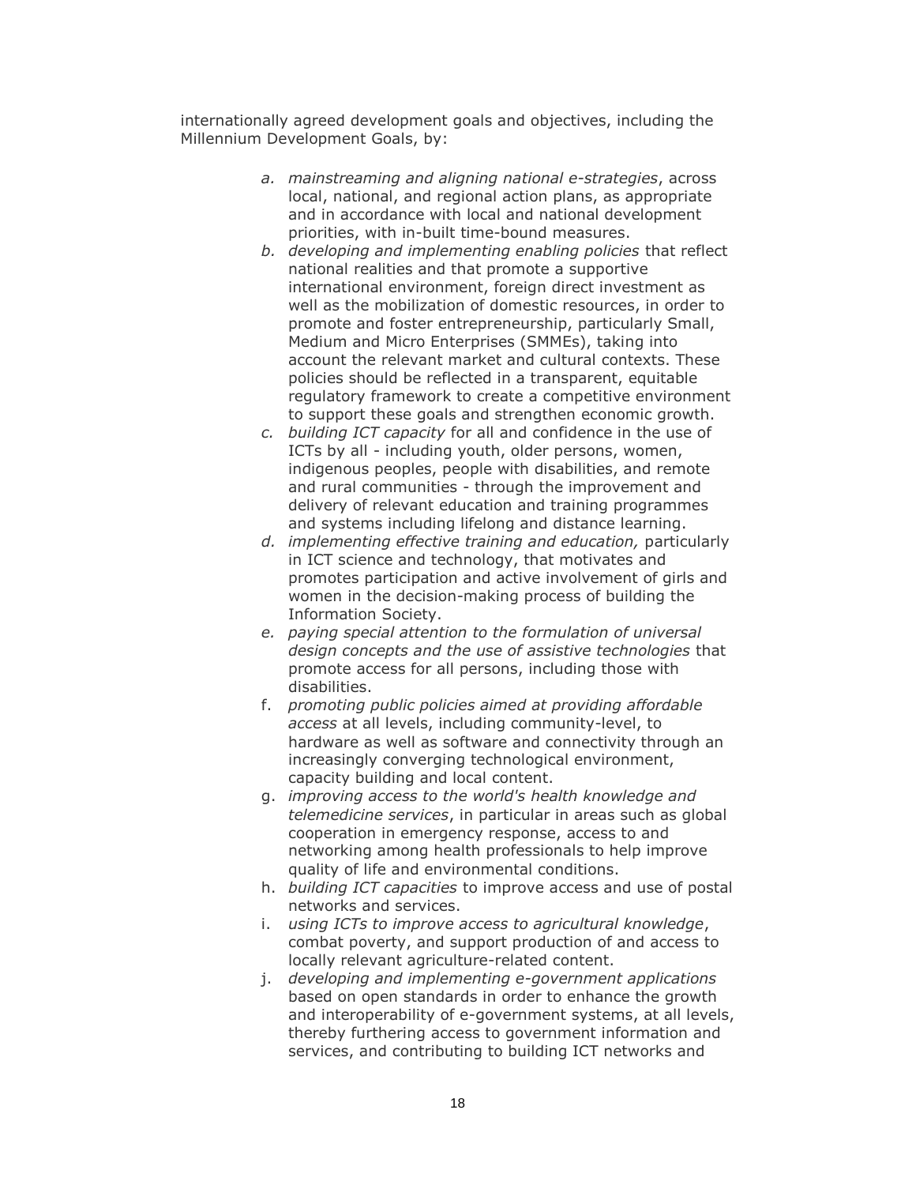internationally agreed development goals and objectives, including the Millennium Development Goals, by:

a. *mainstreaming and aligning national e-strategies*, across local, national, and regional action plans, as appropriate and in accordance with local and national development priorities, with in-built time-bound measures.
b. *developing and implementing enabling policies* that reflect national realities and that promote a supportive international environment, foreign direct investment as well as the mobilization of domestic resources, in order to promote and foster entrepreneurship, particularly Small, Medium and Micro Enterprises (SMMEs), taking into account the relevant market and cultural contexts. These policies should be reflected in a transparent, equitable regulatory framework to create a competitive environment to support these goals and strengthen economic growth.
c. *building ICT capacity* for all and confidence in the use of ICTs by all - including youth, older persons, women, indigenous peoples, people with disabilities, and remote and rural communities - through the improvement and delivery of relevant education and training programmes and systems including lifelong and distance learning.
d. *implementing effective training and education,* particularly in ICT science and technology, that motivates and promotes participation and active involvement of girls and women in the decision-making process of building the Information Society.
e. *paying special attention to the formulation of universal design concepts and the use of assistive technologies* that promote access for all persons, including those with disabilities.
f. *promoting public policies aimed at providing affordable access* at all levels, including community-level, to hardware as well as software and connectivity through an increasingly converging technological environment, capacity building and local content.
g. *improving access to the world's health knowledge and telemedicine services*, in particular in areas such as global cooperation in emergency response, access to and networking among health professionals to help improve quality of life and environmental conditions.
h. *building ICT capacities* to improve access and use of postal networks and services.
i. *using ICTs to improve access to agricultural knowledge*, combat poverty, and support production of and access to locally relevant agriculture-related content.
j. *developing and implementing e-government applications* based on open standards in order to enhance the growth and interoperability of e-government systems, at all levels, thereby furthering access to government information and services, and contributing to building ICT networks and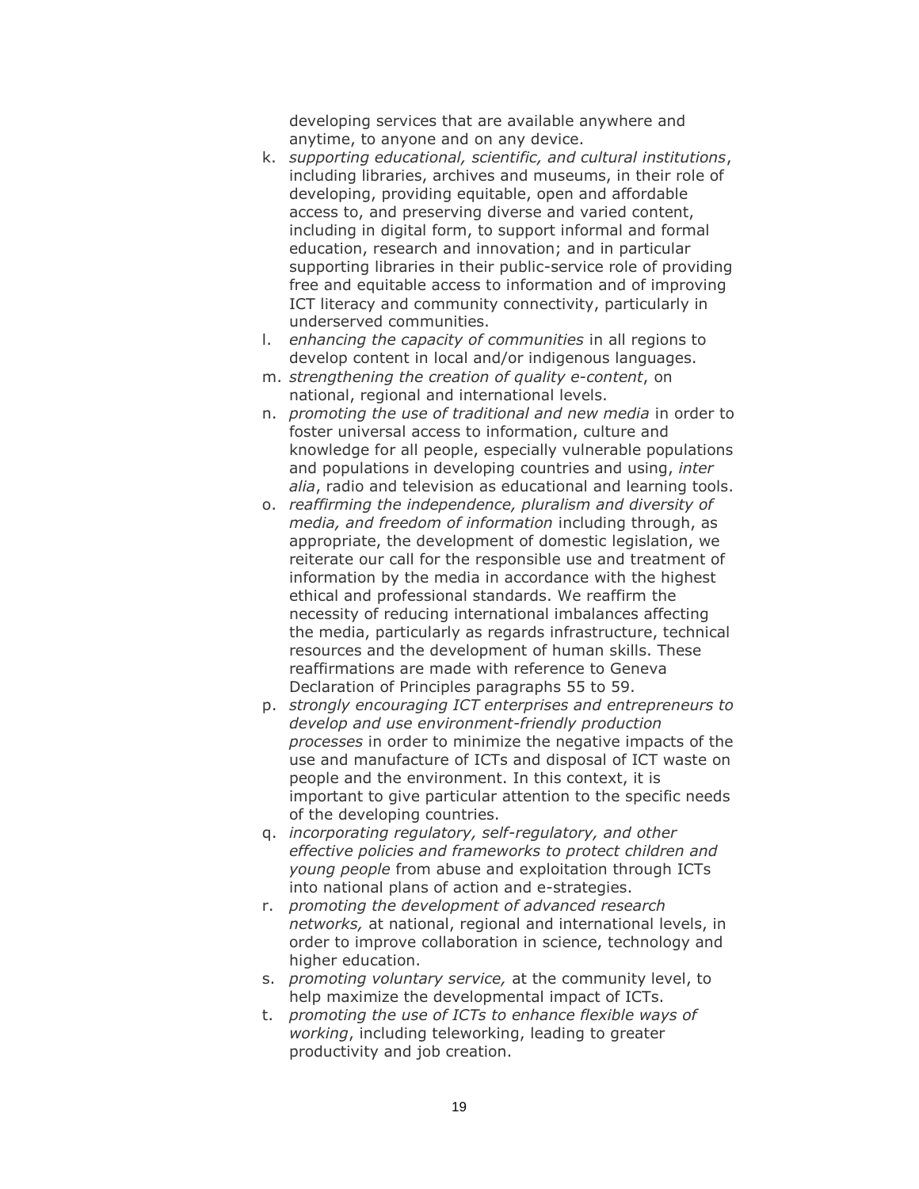developing services that are available anywhere and anytime, to anyone and on any device.

k. *supporting educational, scientific, and cultural institutions*, including libraries, archives and museums, in their role of developing, providing equitable, open and affordable access to, and preserving diverse and varied content, including in digital form, to support informal and formal education, research and innovation; and in particular supporting libraries in their public-service role of providing free and equitable access to information and of improving ICT literacy and community connectivity, particularly in underserved communities.
l. *enhancing the capacity of communities* in all regions to develop content in local and/or indigenous languages.
m. *strengthening the creation of quality e-content*, on national, regional and international levels.
n. *promoting the use of traditional and new media* in order to foster universal access to information, culture and knowledge for all people, especially vulnerable populations and populations in developing countries and using, *inter alia*, radio and television as educational and learning tools.
o. *reaffirming the independence, pluralism and diversity of media, and freedom of information* including through, as appropriate, the development of domestic legislation, we reiterate our call for the responsible use and treatment of information by the media in accordance with the highest ethical and professional standards. We reaffirm the necessity of reducing international imbalances affecting the media, particularly as regards infrastructure, technical resources and the development of human skills. These reaffirmations are made with reference to Geneva Declaration of Principles paragraphs 55 to 59.
p. *strongly encouraging ICT enterprises and entrepreneurs to develop and use environment-friendly production processes* in order to minimize the negative impacts of the use and manufacture of ICTs and disposal of ICT waste on people and the environment. In this context, it is important to give particular attention to the specific needs of the developing countries.
q. *incorporating regulatory, self-regulatory, and other effective policies and frameworks to protect children and young people* from abuse and exploitation through ICTs into national plans of action and e-strategies.
r. *promoting the development of advanced research networks,* at national, regional and international levels, in order to improve collaboration in science, technology and higher education.
s. *promoting voluntary service,* at the community level, to help maximize the developmental impact of ICTs.
t. *promoting the use of ICTs to enhance flexible ways of working*, including teleworking, leading to greater productivity and job creation.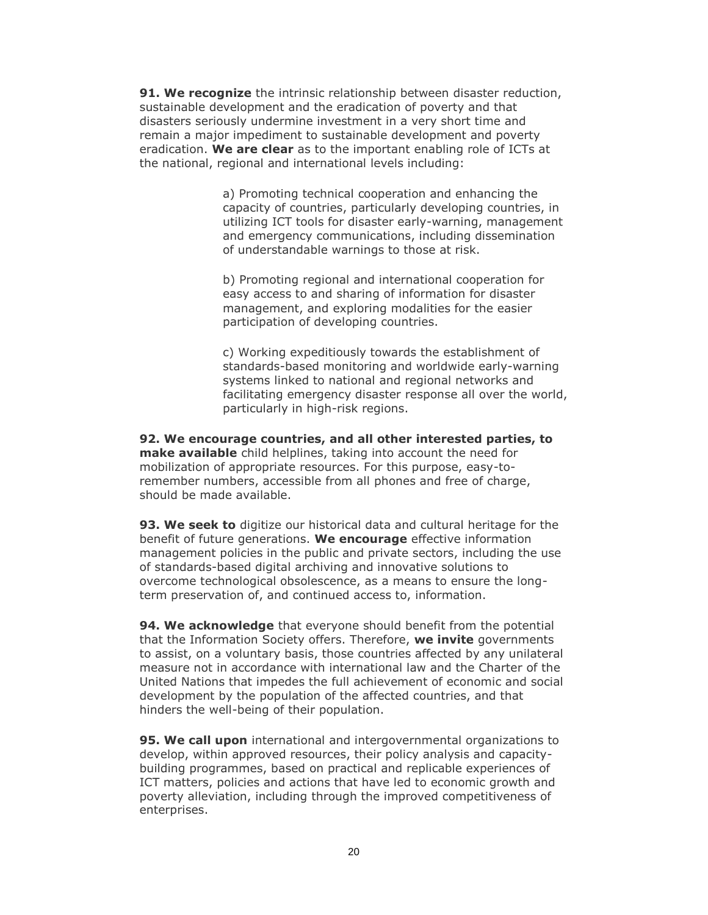**91. We recognize** the intrinsic relationship between disaster reduction, sustainable development and the eradication of poverty and that disasters seriously undermine investment in a very short time and remain a major impediment to sustainable development and poverty eradication. **We are clear** as to the important enabling role of ICTs at the national, regional and international levels including:

> a) Promoting technical cooperation and enhancing the capacity of countries, particularly developing countries, in utilizing ICT tools for disaster early-warning, management and emergency communications, including dissemination of understandable warnings to those at risk.
>
> b) Promoting regional and international cooperation for easy access to and sharing of information for disaster management, and exploring modalities for the easier participation of developing countries.
>
> c) Working expeditiously towards the establishment of standards-based monitoring and worldwide early-warning systems linked to national and regional networks and facilitating emergency disaster response all over the world, particularly in high-risk regions.

**92. We encourage countries, and all other interested parties, to make available** child helplines, taking into account the need for mobilization of appropriate resources. For this purpose, easy-to-remember numbers, accessible from all phones and free of charge, should be made available.

**93. We seek to** digitize our historical data and cultural heritage for the benefit of future generations. **We encourage** effective information management policies in the public and private sectors, including the use of standards-based digital archiving and innovative solutions to overcome technological obsolescence, as a means to ensure the long-term preservation of, and continued access to, information.

**94. We acknowledge** that everyone should benefit from the potential that the Information Society offers. Therefore, **we invite** governments to assist, on a voluntary basis, those countries affected by any unilateral measure not in accordance with international law and the Charter of the United Nations that impedes the full achievement of economic and social development by the population of the affected countries, and that hinders the well-being of their population.

**95. We call upon** international and intergovernmental organizations to develop, within approved resources, their policy analysis and capacity-building programmes, based on practical and replicable experiences of ICT matters, policies and actions that have led to economic growth and poverty alleviation, including through the improved competitiveness of enterprises.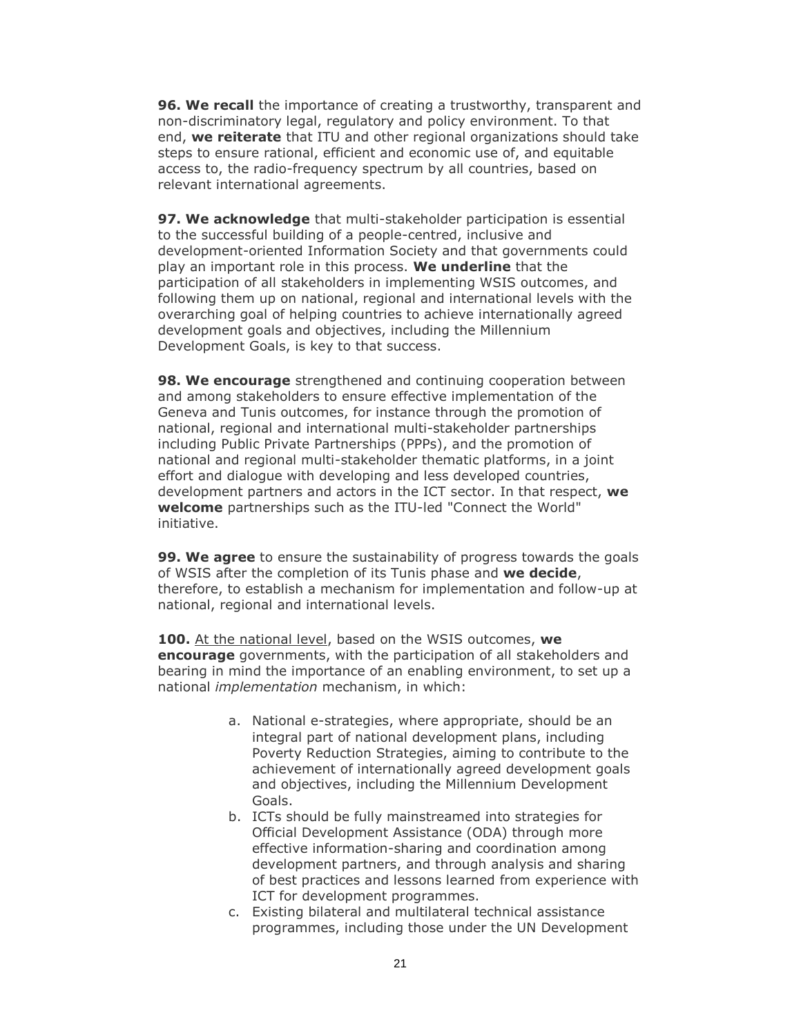**96. We recall** the importance of creating a trustworthy, transparent and non-discriminatory legal, regulatory and policy environment. To that end, **we reiterate** that ITU and other regional organizations should take steps to ensure rational, efficient and economic use of, and equitable access to, the radio-frequency spectrum by all countries, based on relevant international agreements.

**97. We acknowledge** that multi-stakeholder participation is essential to the successful building of a people-centred, inclusive and development-oriented Information Society and that governments could play an important role in this process. **We underline** that the participation of all stakeholders in implementing WSIS outcomes, and following them up on national, regional and international levels with the overarching goal of helping countries to achieve internationally agreed development goals and objectives, including the Millennium Development Goals, is key to that success.

**98. We encourage** strengthened and continuing cooperation between and among stakeholders to ensure effective implementation of the Geneva and Tunis outcomes, for instance through the promotion of national, regional and international multi-stakeholder partnerships including Public Private Partnerships (PPPs), and the promotion of national and regional multi-stakeholder thematic platforms, in a joint effort and dialogue with developing and less developed countries, development partners and actors in the ICT sector. In that respect, **we welcome** partnerships such as the ITU-led "Connect the World" initiative.

**99. We agree** to ensure the sustainability of progress towards the goals of WSIS after the completion of its Tunis phase and **we decide**, therefore, to establish a mechanism for implementation and follow-up at national, regional and international levels.

**100.** At the national level, based on the WSIS outcomes, **we encourage** governments, with the participation of all stakeholders and bearing in mind the importance of an enabling environment, to set up a national *implementation* mechanism, in which:

a. National e-strategies, where appropriate, should be an integral part of national development plans, including Poverty Reduction Strategies, aiming to contribute to the achievement of internationally agreed development goals and objectives, including the Millennium Development Goals.
b. ICTs should be fully mainstreamed into strategies for Official Development Assistance (ODA) through more effective information-sharing and coordination among development partners, and through analysis and sharing of best practices and lessons learned from experience with ICT for development programmes.
c. Existing bilateral and multilateral technical assistance programmes, including those under the UN Development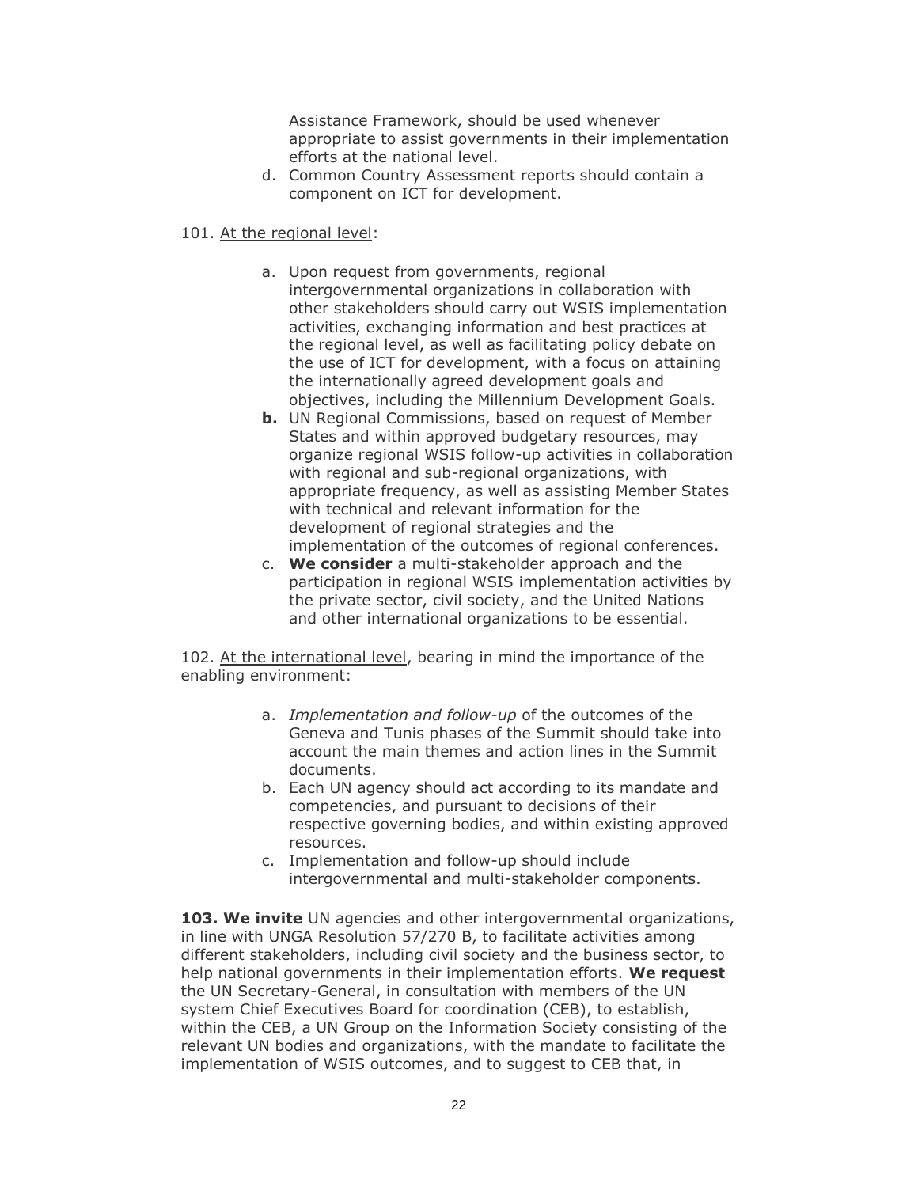Assistance Framework, should be used whenever appropriate to assist governments in their implementation efforts at the national level.

d. Common Country Assessment reports should contain a component on ICT for development.

101. <u>At the regional level</u>:

a. Upon request from governments, regional intergovernmental organizations in collaboration with other stakeholders should carry out WSIS implementation activities, exchanging information and best practices at the regional level, as well as facilitating policy debate on the use of ICT for development, with a focus on attaining the internationally agreed development goals and objectives, including the Millennium Development Goals.

**b.** UN Regional Commissions, based on request of Member States and within approved budgetary resources, may organize regional WSIS follow-up activities in collaboration with regional and sub-regional organizations, with appropriate frequency, as well as assisting Member States with technical and relevant information for the development of regional strategies and the implementation of the outcomes of regional conferences.

c. **We consider** a multi-stakeholder approach and the participation in regional WSIS implementation activities by the private sector, civil society, and the United Nations and other international organizations to be essential.

102. <u>At the international level</u>, bearing in mind the importance of the enabling environment:

a. *Implementation and follow-up* of the outcomes of the Geneva and Tunis phases of the Summit should take into account the main themes and action lines in the Summit documents.

b. Each UN agency should act according to its mandate and competencies, and pursuant to decisions of their respective governing bodies, and within existing approved resources.

c. Implementation and follow-up should include intergovernmental and multi-stakeholder components.

**103. We invite** UN agencies and other intergovernmental organizations, in line with UNGA Resolution 57/270 B, to facilitate activities among different stakeholders, including civil society and the business sector, to help national governments in their implementation efforts. **We request** the UN Secretary-General, in consultation with members of the UN system Chief Executives Board for coordination (CEB), to establish, within the CEB, a UN Group on the Information Society consisting of the relevant UN bodies and organizations, with the mandate to facilitate the implementation of WSIS outcomes, and to suggest to CEB that, in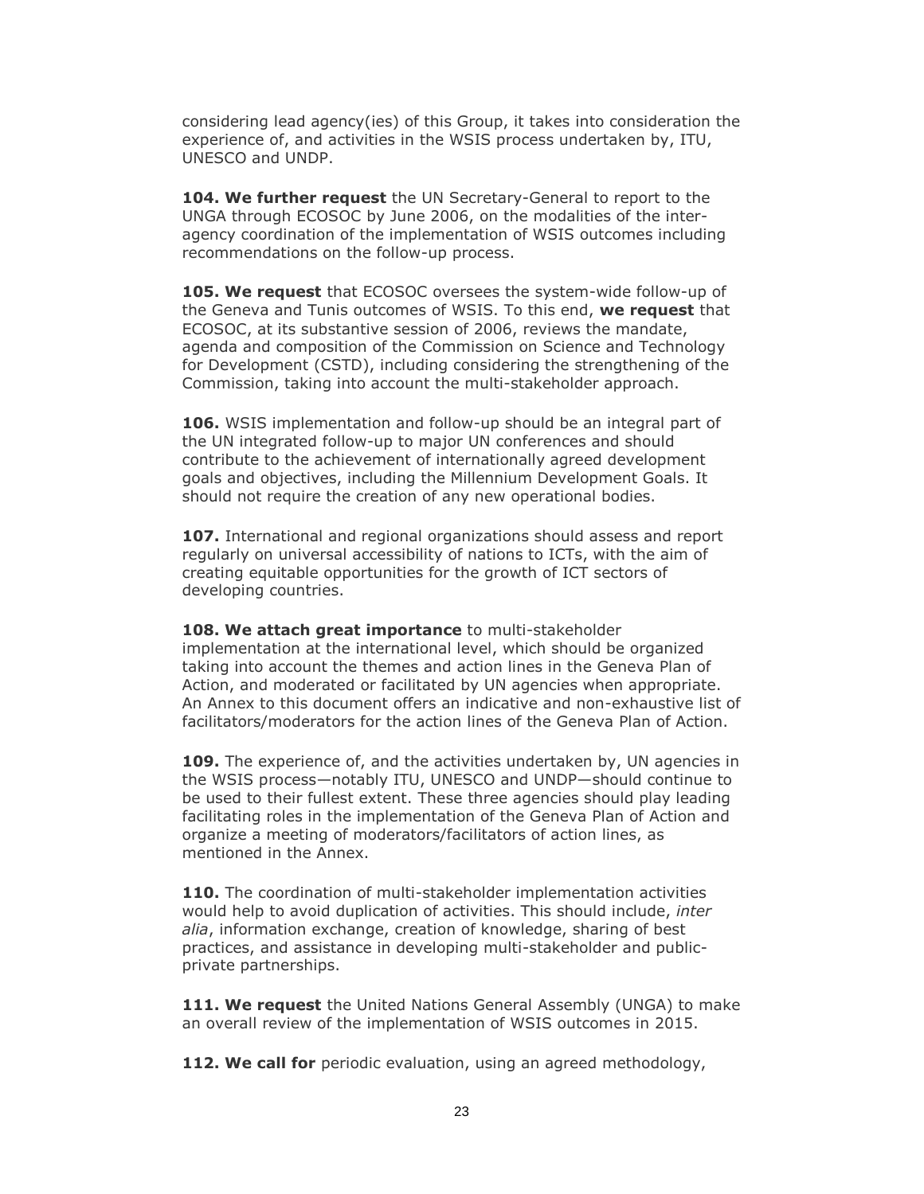considering lead agency(ies) of this Group, it takes into consideration the experience of, and activities in the WSIS process undertaken by, ITU, UNESCO and UNDP.

**104. We further request** the UN Secretary-General to report to the UNGA through ECOSOC by June 2006, on the modalities of the inter-agency coordination of the implementation of WSIS outcomes including recommendations on the follow-up process.

**105. We request** that ECOSOC oversees the system-wide follow-up of the Geneva and Tunis outcomes of WSIS. To this end, **we request** that ECOSOC, at its substantive session of 2006, reviews the mandate, agenda and composition of the Commission on Science and Technology for Development (CSTD), including considering the strengthening of the Commission, taking into account the multi-stakeholder approach.

**106.** WSIS implementation and follow-up should be an integral part of the UN integrated follow-up to major UN conferences and should contribute to the achievement of internationally agreed development goals and objectives, including the Millennium Development Goals. It should not require the creation of any new operational bodies.

**107.** International and regional organizations should assess and report regularly on universal accessibility of nations to ICTs, with the aim of creating equitable opportunities for the growth of ICT sectors of developing countries.

**108. We attach great importance** to multi-stakeholder implementation at the international level, which should be organized taking into account the themes and action lines in the Geneva Plan of Action, and moderated or facilitated by UN agencies when appropriate. An Annex to this document offers an indicative and non-exhaustive list of facilitators/moderators for the action lines of the Geneva Plan of Action.

**109.** The experience of, and the activities undertaken by, UN agencies in the WSIS process—notably ITU, UNESCO and UNDP—should continue to be used to their fullest extent. These three agencies should play leading facilitating roles in the implementation of the Geneva Plan of Action and organize a meeting of moderators/facilitators of action lines, as mentioned in the Annex.

**110.** The coordination of multi-stakeholder implementation activities would help to avoid duplication of activities. This should include, *inter alia*, information exchange, creation of knowledge, sharing of best practices, and assistance in developing multi-stakeholder and public-private partnerships.

**111. We request** the United Nations General Assembly (UNGA) to make an overall review of the implementation of WSIS outcomes in 2015.

**112. We call for** periodic evaluation, using an agreed methodology,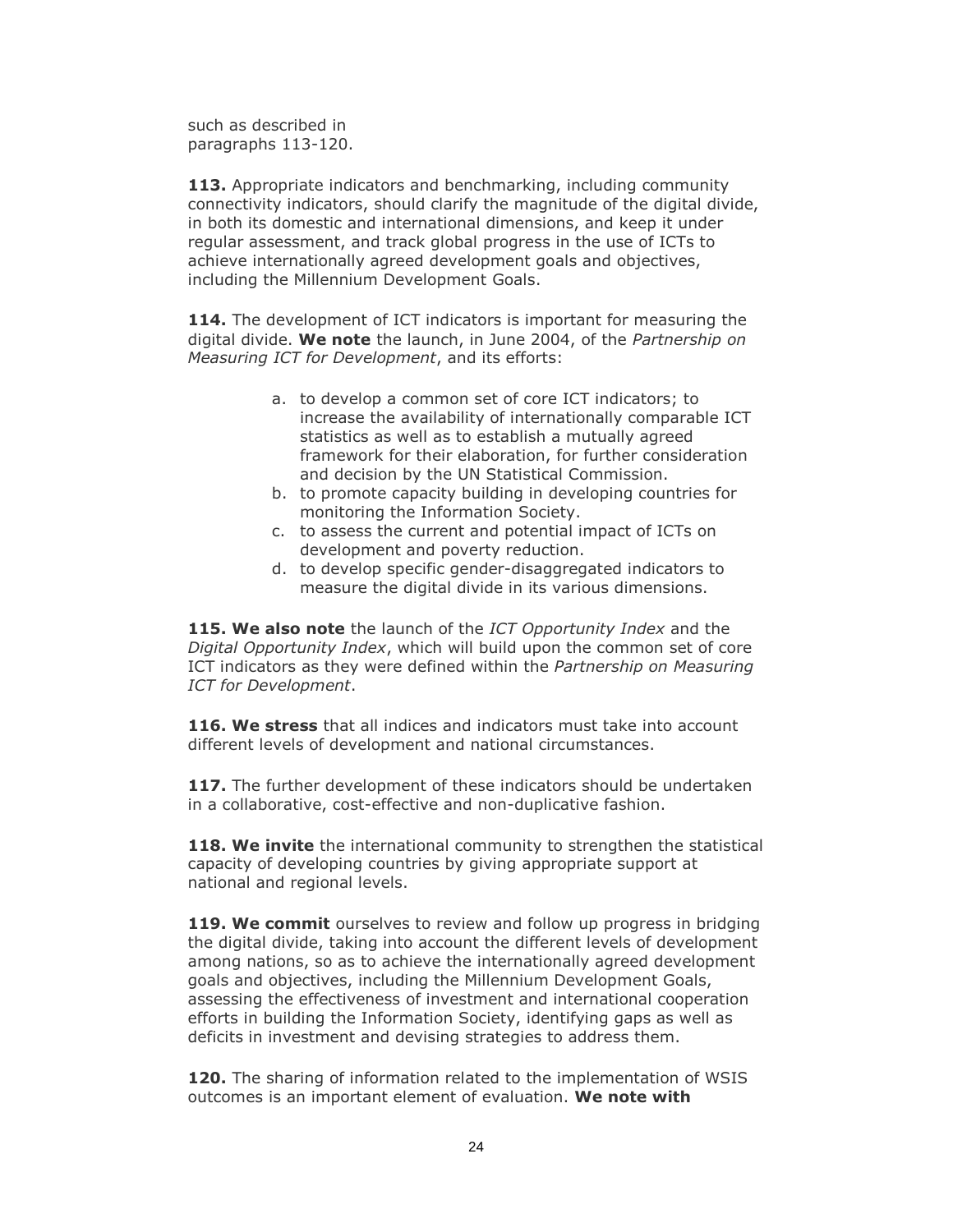such as described in paragraphs 113-120.

**113.** Appropriate indicators and benchmarking, including community connectivity indicators, should clarify the magnitude of the digital divide, in both its domestic and international dimensions, and keep it under regular assessment, and track global progress in the use of ICTs to achieve internationally agreed development goals and objectives, including the Millennium Development Goals.

**114.** The development of ICT indicators is important for measuring the digital divide. **We note** the launch, in June 2004, of the *Partnership on Measuring ICT for Development*, and its efforts:

a. to develop a common set of core ICT indicators; to increase the availability of internationally comparable ICT statistics as well as to establish a mutually agreed framework for their elaboration, for further consideration and decision by the UN Statistical Commission.
b. to promote capacity building in developing countries for monitoring the Information Society.
c. to assess the current and potential impact of ICTs on development and poverty reduction.
d. to develop specific gender-disaggregated indicators to measure the digital divide in its various dimensions.

**115. We also note** the launch of the *ICT Opportunity Index* and the *Digital Opportunity Index*, which will build upon the common set of core ICT indicators as they were defined within the *Partnership on Measuring ICT for Development*.

**116. We stress** that all indices and indicators must take into account different levels of development and national circumstances.

**117.** The further development of these indicators should be undertaken in a collaborative, cost-effective and non-duplicative fashion.

**118. We invite** the international community to strengthen the statistical capacity of developing countries by giving appropriate support at national and regional levels.

**119. We commit** ourselves to review and follow up progress in bridging the digital divide, taking into account the different levels of development among nations, so as to achieve the internationally agreed development goals and objectives, including the Millennium Development Goals, assessing the effectiveness of investment and international cooperation efforts in building the Information Society, identifying gaps as well as deficits in investment and devising strategies to address them.

**120.** The sharing of information related to the implementation of WSIS outcomes is an important element of evaluation. **We note with**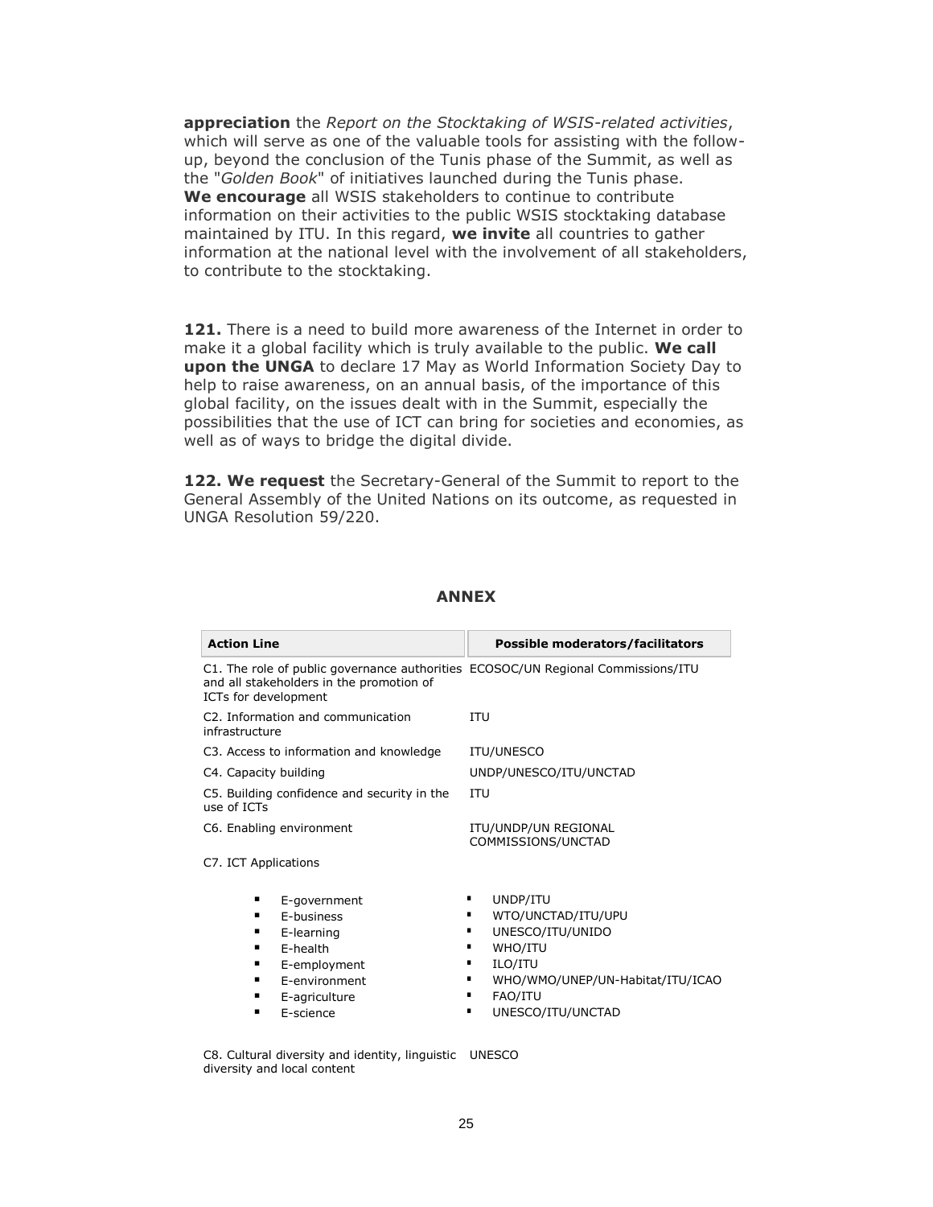**appreciation** the *Report on the Stocktaking of WSIS-related activities*, which will serve as one of the valuable tools for assisting with the follow-up, beyond the conclusion of the Tunis phase of the Summit, as well as the "*Golden Book*" of initiatives launched during the Tunis phase. **We encourage** all WSIS stakeholders to continue to contribute information on their activities to the public WSIS stocktaking database maintained by ITU. In this regard, **we invite** all countries to gather information at the national level with the involvement of all stakeholders, to contribute to the stocktaking.

**121.** There is a need to build more awareness of the Internet in order to make it a global facility which is truly available to the public. **We call upon the UNGA** to declare 17 May as World Information Society Day to help to raise awareness, on an annual basis, of the importance of this global facility, on the issues dealt with in the Summit, especially the possibilities that the use of ICT can bring for societies and economies, as well as of ways to bridge the digital divide.

**122. We request** the Secretary-General of the Summit to report to the General Assembly of the United Nations on its outcome, as requested in UNGA Resolution 59/220.

## ANNEX

| Action Line | Possible moderators/facilitators |
|---|---|
| C1. The role of public governance authorities and all stakeholders in the promotion of ICTs for development | ECOSOC/UN Regional Commissions/ITU |
| C2. Information and communication infrastructure | ITU |
| C3. Access to information and knowledge | ITU/UNESCO |
| C4. Capacity building | UNDP/UNESCO/ITU/UNCTAD |
| C5. Building confidence and security in the use of ICTs | ITU |
| C6. Enabling environment | ITU/UNDP/UN REGIONAL COMMISSIONS/UNCTAD |
| C7. ICT Applications | |
| ▪ E-government | ▪ UNDP/ITU |
| ▪ E-business | ▪ WTO/UNCTAD/ITU/UPU |
| ▪ E-learning | ▪ UNESCO/ITU/UNIDO |
| ▪ E-health | ▪ WHO/ITU |
| ▪ E-employment | ▪ ILO/ITU |
| ▪ E-environment | ▪ WHO/WMO/UNEP/UN-Habitat/ITU/ICAO |
| ▪ E-agriculture | ▪ FAO/ITU |
| ▪ E-science | ▪ UNESCO/ITU/UNCTAD |
| C8. Cultural diversity and identity, linguistic diversity and local content | UNESCO |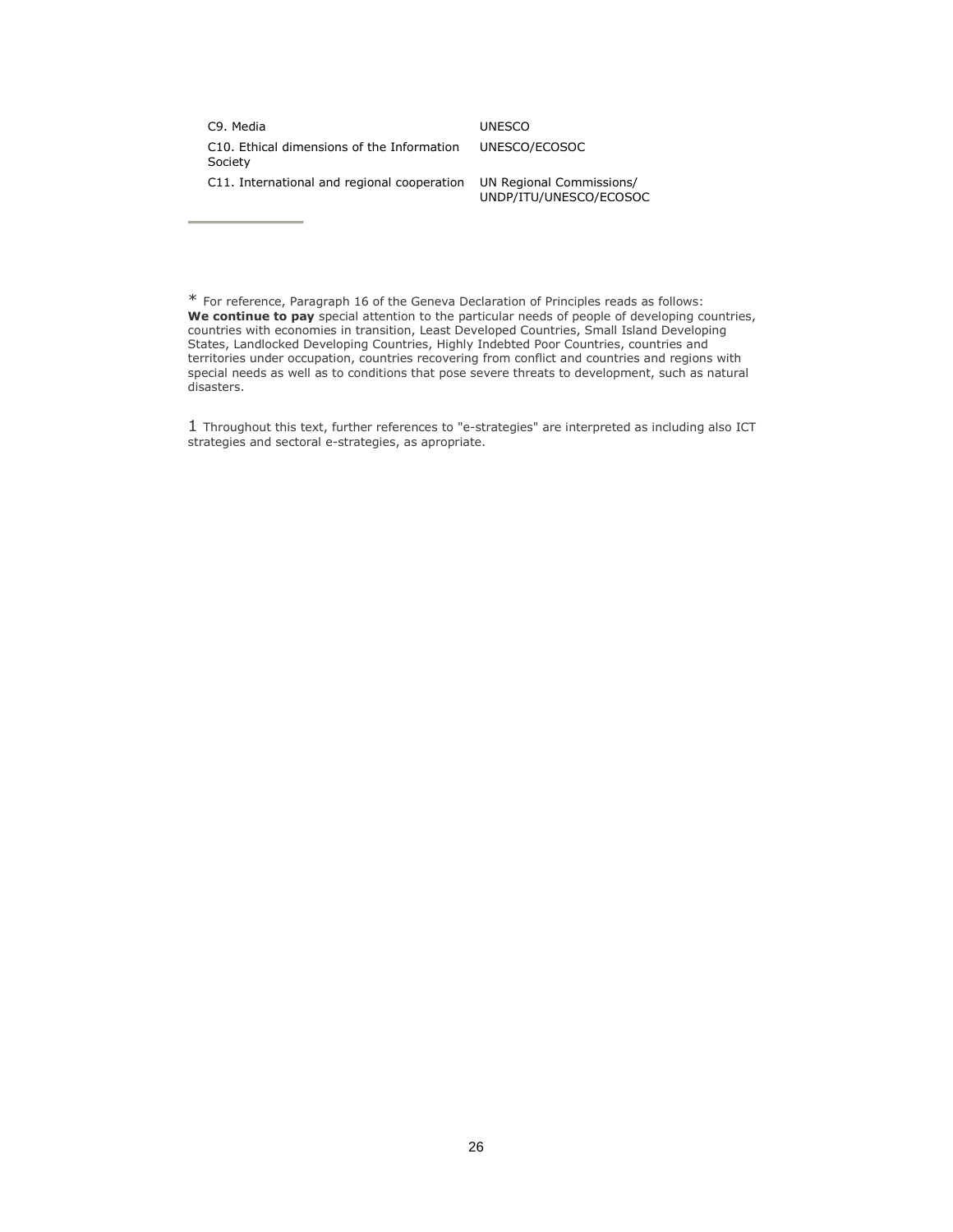| | |
|---|---|
| C9. Media | UNESCO |
| C10. Ethical dimensions of the Information Society | UNESCO/ECOSOC |
| C11. International and regional cooperation | UN Regional Commissions/ UNDP/ITU/UNESCO/ECOSOC |

---

* For reference, Paragraph 16 of the Geneva Declaration of Principles reads as follows:
**We continue to pay** special attention to the particular needs of people of developing countries, countries with economies in transition, Least Developed Countries, Small Island Developing States, Landlocked Developing Countries, Highly Indebted Poor Countries, countries and territories under occupation, countries recovering from conflict and countries and regions with special needs as well as to conditions that pose severe threats to development, such as natural disasters.

1 Throughout this text, further references to "e-strategies" are interpreted as including also ICT strategies and sectoral e-strategies, as apropriate.